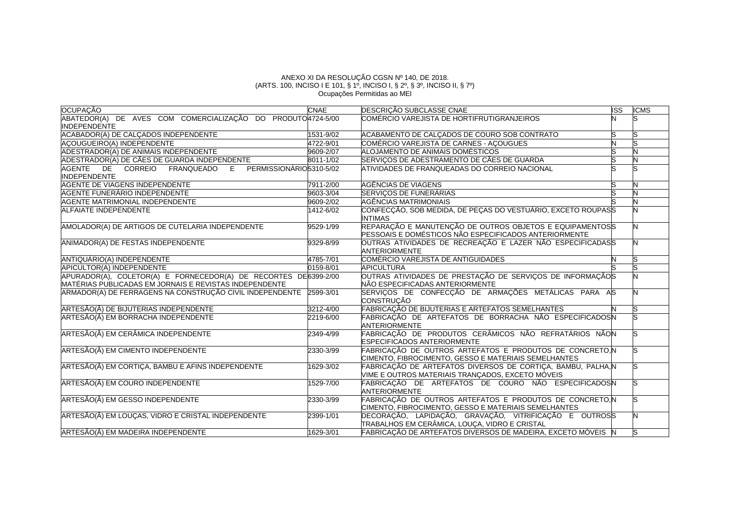ANEXO XI DA RESOLUÇÃO CGSN Nº 140, DE 2018.
(ARTS. 100, INCISO I E 101, § 1º, INCISO I, § 2º, § 3º, INCISO II, § 7º)
Ocupações Permitidas ao MEI

| OCUPAÇÃO | CNAE | DESCRIÇÃO SUBCLASSE CNAE | ISS | ICMS |
|---|---|---|---|---|
| ABATEDOR(A) DE AVES COM COMERCIALIZAÇÃO DO PRODUTO INDEPENDENTE | 4724-5/00 | COMÉRCIO VAREJISTA DE HORTIFRUTIGRANJEIROS | N | S |
| ACABADOR(A) DE CALÇADOS INDEPENDENTE | 1531-9/02 | ACABAMENTO DE CALÇADOS DE COURO SOB CONTRATO | S | S |
| AÇOUGUEIRO(A) INDEPENDENTE | 4722-9/01 | COMÉRCIO VAREJISTA DE CARNES - AÇOUGUES | N | S |
| ADESTRADOR(A) DE ANIMAIS INDEPENDENTE | 9609-2/07 | ALOJAMENTO DE ANIMAIS DOMÉSTICOS | S | N |
| ADESTRADOR(A) DE CÃES DE GUARDA INDEPENDENTE | 8011-1/02 | SERVIÇOS DE ADESTRAMENTO DE CÃES DE GUARDA | S | N |
| AGENTE DE CORREIO FRANQUEADO E PERMISSIONÁRIO INDEPENDENTE | 5310-5/02 | ATIVIDADES DE FRANQUEADAS DO CORREIO NACIONAL | S | S |
| AGENTE DE VIAGENS INDEPENDENTE | 7911-2/00 | AGÊNCIAS DE VIAGENS | S | N |
| AGENTE FUNERÁRIO INDEPENDENTE | 9603-3/04 | SERVIÇOS DE FUNERÁRIAS | S | N |
| AGENTE MATRIMONIAL INDEPENDENTE | 9609-2/02 | AGÊNCIAS MATRIMONIAIS | S | N |
| ALFAIATE INDEPENDENTE | 1412-6/02 | CONFECÇÃO, SOB MEDIDA, DE PEÇAS DO VESTUÁRIO, EXCETO ROUPAS ÍNTIMAS | S | N |
| AMOLADOR(A) DE ARTIGOS DE CUTELARIA INDEPENDENTE | 9529-1/99 | REPARAÇÃO E MANUTENÇÃO DE OUTROS OBJETOS E EQUIPAMENTOS PESSOAIS E DOMÉSTICOS NÃO ESPECIFICADOS ANTERIORMENTE | S | N |
| ANIMADOR(A) DE FESTAS INDEPENDENTE | 9329-8/99 | OUTRAS ATIVIDADES DE RECREAÇÃO E LAZER NÃO ESPECIFICADAS ANTERIORMENTE | S | N |
| ANTIQUÁRIO(A) INDEPENDENTE | 4785-7/01 | COMÉRCIO VAREJISTA DE ANTIGUIDADES | N | S |
| APICULTOR(A) INDEPENDENTE | 0159-8/01 | APICULTURA | S | S |
| APURADOR(A), COLETOR(A) E FORNECEDOR(A) DE RECORTES DE MATÉRIAS PUBLICADAS EM JORNAIS E REVISTAS INDEPENDENTE | 6399-2/00 | OUTRAS ATIVIDADES DE PRESTAÇÃO DE SERVIÇOS DE INFORMAÇÃO NÃO ESPECIFICADAS ANTERIORMENTE | S | N |
| ARMADOR(A) DE FERRAGENS NA CONSTRUÇÃO CIVIL INDEPENDENTE | 2599-3/01 | SERVIÇOS DE CONFECÇÃO DE ARMAÇÕES METÁLICAS PARA A CONSTRUÇÃO | S | N |
| ARTESÃO(Ã) DE BIJUTERIAS INDEPENDENTE | 3212-4/00 | FABRICAÇÃO DE BIJUTERIAS E ARTEFATOS SEMELHANTES | N | S |
| ARTESÃO(Ã) EM BORRACHA INDEPENDENTE | 2219-6/00 | FABRICAÇÃO DE ARTEFATOS DE BORRACHA NÃO ESPECIFICADOS ANTERIORMENTE | N | S |
| ARTESÃO(Ã) EM CERÂMICA INDEPENDENTE | 2349-4/99 | FABRICAÇÃO DE PRODUTOS CERÂMICOS NÃO REFRATÁRIOS NÃO ESPECIFICADOS ANTERIORMENTE | N | S |
| ARTESÃO(Ã) EM CIMENTO INDEPENDENTE | 2330-3/99 | FABRICAÇÃO DE OUTROS ARTEFATOS E PRODUTOS DE CONCRETO, CIMENTO, FIBROCIMENTO, GESSO E MATERIAIS SEMELHANTES | N | S |
| ARTESÃO(Ã) EM CORTIÇA, BAMBU E AFINS INDEPENDENTE | 1629-3/02 | FABRICAÇÃO DE ARTEFATOS DIVERSOS DE CORTIÇA, BAMBU, PALHA, VIME E OUTROS MATERIAIS TRANÇADOS, EXCETO MÓVEIS | N | S |
| ARTESÃO(Ã) EM COURO INDEPENDENTE | 1529-7/00 | FABRICAÇÃO DE ARTEFATOS DE COURO NÃO ESPECIFICADOS ANTERIORMENTE | N | S |
| ARTESÃO(Ã) EM GESSO INDEPENDENTE | 2330-3/99 | FABRICAÇÃO DE OUTROS ARTEFATOS E PRODUTOS DE CONCRETO, CIMENTO, FIBROCIMENTO, GESSO E MATERIAIS SEMELHANTES | N | S |
| ARTESÃO(Ã) EM LOUÇAS, VIDRO E CRISTAL INDEPENDENTE | 2399-1/01 | DECORAÇÃO, LAPIDAÇÃO, GRAVAÇÃO, VITRIFICAÇÃO E OUTROS TRABALHOS EM CERÂMICA, LOUÇA, VIDRO E CRISTAL | S | N |
| ARTESÃO(Ã) EM MADEIRA INDEPENDENTE | 1629-3/01 | FABRICAÇÃO DE ARTEFATOS DIVERSOS DE MADEIRA, EXCETO MÓVEIS | N | S |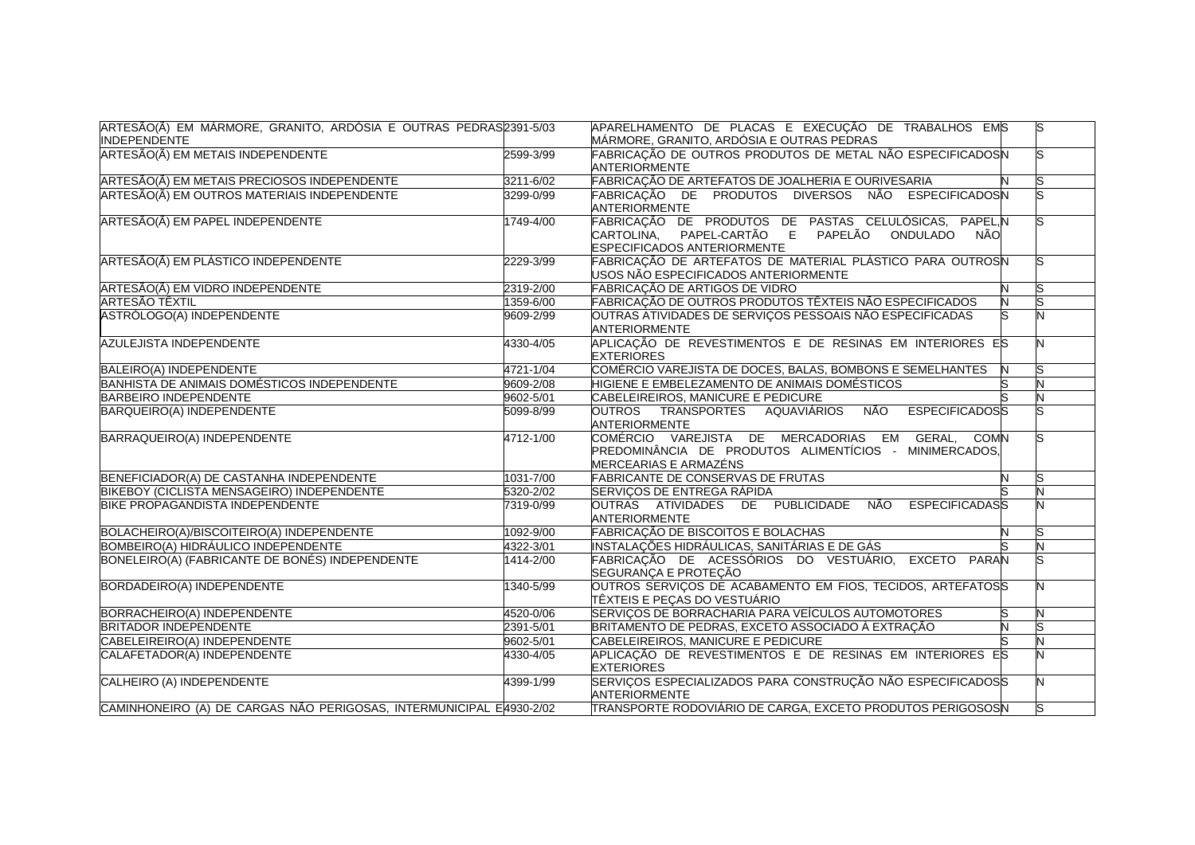| | | | | |
|---|---|---|---|---|
| ARTESÃO(Ã) EM MÁRMORE, GRANITO, ARDÓSIA E OUTRAS PEDRAS INDEPENDENTE | 2391-5/03 | APARELHAMENTO DE PLACAS E EXECUÇÃO DE TRABALHOS EM MÁRMORE, GRANITO, ARDÓSIA E OUTRAS PEDRAS | S | S |
| ARTESÃO(Ã) EM METAIS INDEPENDENTE | 2599-3/99 | FABRICAÇÃO DE OUTROS PRODUTOS DE METAL NÃO ESPECIFICADOS ANTERIORMENTE | N | S |
| ARTESÃO(Ã) EM METAIS PRECIOSOS INDEPENDENTE | 3211-6/02 | FABRICAÇÃO DE ARTEFATOS DE JOALHERIA E OURIVESARIA | N | S |
| ARTESÃO(Ã) EM OUTROS MATERIAIS INDEPENDENTE | 3299-0/99 | FABRICAÇÃO DE PRODUTOS DIVERSOS NÃO ESPECIFICADOS ANTERIORMENTE | N | S |
| ARTESÃO(Ã) EM PAPEL INDEPENDENTE | 1749-4/00 | FABRICAÇÃO DE PRODUTOS DE PASTAS CELULÓSICAS, PAPEL, CARTOLINA, PAPEL-CARTÃO E PAPELÃO ONDULADO NÃO ESPECIFICADOS ANTERIORMENTE | N | S |
| ARTESÃO(Ã) EM PLÁSTICO INDEPENDENTE | 2229-3/99 | FABRICAÇÃO DE ARTEFATOS DE MATERIAL PLÁSTICO PARA OUTROS USOS NÃO ESPECIFICADOS ANTERIORMENTE | N | S |
| ARTESÃO(Ã) EM VIDRO INDEPENDENTE | 2319-2/00 | FABRICAÇÃO DE ARTIGOS DE VIDRO | N | S |
| ARTESÃO TÊXTIL | 1359-6/00 | FABRICAÇÃO DE OUTROS PRODUTOS TÊXTEIS NÃO ESPECIFICADOS | N | S |
| ASTRÓLOGO(A) INDEPENDENTE | 9609-2/99 | OUTRAS ATIVIDADES DE SERVIÇOS PESSOAIS NÃO ESPECIFICADAS ANTERIORMENTE | S | N |
| AZULEJISTA INDEPENDENTE | 4330-4/05 | APLICAÇÃO DE REVESTIMENTOS E DE RESINAS EM INTERIORES E EXTERIORES | S | N |
| BALEIRO(A) INDEPENDENTE | 4721-1/04 | COMÉRCIO VAREJISTA DE DOCES, BALAS, BOMBONS E SEMELHANTES | N | S |
| BANHISTA DE ANIMAIS DOMÉSTICOS INDEPENDENTE | 9609-2/08 | HIGIENE E EMBELEZAMENTO DE ANIMAIS DOMÉSTICOS | S | N |
| BARBEIRO INDEPENDENTE | 9602-5/01 | CABELEIREIROS, MANICURE E PEDICURE | S | N |
| BARQUEIRO(A) INDEPENDENTE | 5099-8/99 | OUTROS TRANSPORTES AQUAVIÁRIOS NÃO ESPECIFICADOS ANTERIORMENTE | S | S |
| BARRAQUEIRO(A) INDEPENDENTE | 4712-1/00 | COMÉRCIO VAREJISTA DE MERCADORIAS EM GERAL, COM PREDOMINÂNCIA DE PRODUTOS ALIMENTÍCIOS - MINIMERCADOS, MERCEARIAS E ARMAZÉNS | N | S |
| BENEFICIADOR(A) DE CASTANHA INDEPENDENTE | 1031-7/00 | FABRICANTE DE CONSERVAS DE FRUTAS | N | S |
| BIKEBOY (CICLISTA MENSAGEIRO) INDEPENDENTE | 5320-2/02 | SERVIÇOS DE ENTREGA RÁPIDA | S | N |
| BIKE PROPAGANDISTA INDEPENDENTE | 7319-0/99 | OUTRAS ATIVIDADES DE PUBLICIDADE NÃO ESPECIFICADAS ANTERIORMENTE | S | N |
| BOLACHEIRO(A)/BISCOITEIRO(A) INDEPENDENTE | 1092-9/00 | FABRICAÇÃO DE BISCOITOS E BOLACHAS | N | S |
| BOMBEIRO(A) HIDRÁULICO INDEPENDENTE | 4322-3/01 | INSTALAÇÕES HIDRÁULICAS, SANITÁRIAS E DE GÁS | S | N |
| BONELEIRO(A) (FABRICANTE DE BONÉS) INDEPENDENTE | 1414-2/00 | FABRICAÇÃO DE ACESSÓRIOS DO VESTUÁRIO, EXCETO PARA SEGURANÇA E PROTEÇÃO | N | S |
| BORDADEIRO(A) INDEPENDENTE | 1340-5/99 | OUTROS SERVIÇOS DE ACABAMENTO EM FIOS, TECIDOS, ARTEFATOS TÊXTEIS E PEÇAS DO VESTUÁRIO | S | N |
| BORRACHEIRO(A) INDEPENDENTE | 4520-0/06 | SERVIÇOS DE BORRACHARIA PARA VEÍCULOS AUTOMOTORES | S | N |
| BRITADOR INDEPENDENTE | 2391-5/01 | BRITAMENTO DE PEDRAS, EXCETO ASSOCIADO À EXTRAÇÃO | N | S |
| CABELEIREIRO(A) INDEPENDENTE | 9602-5/01 | CABELEIREIROS, MANICURE E PEDICURE | S | N |
| CALAFETADOR(A) INDEPENDENTE | 4330-4/05 | APLICAÇÃO DE REVESTIMENTOS E DE RESINAS EM INTERIORES E EXTERIORES | S | N |
| CALHEIRO (A) INDEPENDENTE | 4399-1/99 | SERVIÇOS ESPECIALIZADOS PARA CONSTRUÇÃO NÃO ESPECIFICADOS ANTERIORMENTE | S | N |
| CAMINHONEIRO (A) DE CARGAS NÃO PERIGOSAS, INTERMUNICIPAL E | 4930-2/02 | TRANSPORTE RODOVIÁRIO DE CARGA, EXCETO PRODUTOS PERIGOSOS | N | S |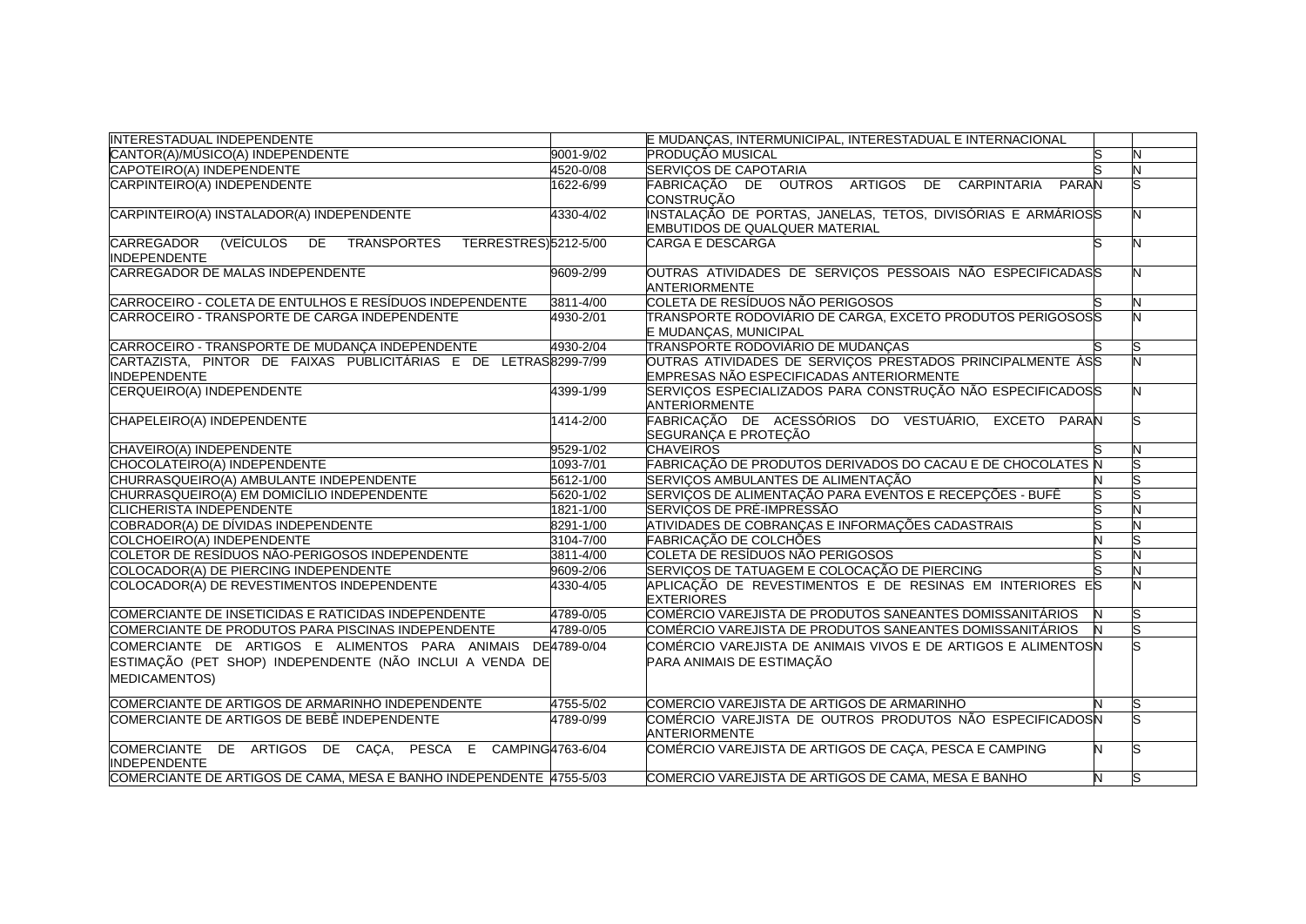| | | | | |
|---|---|---|---|---|
| INTERESTADUAL INDEPENDENTE | | E MUDANÇAS, INTERMUNICIPAL, INTERESTADUAL E INTERNACIONAL | | |
| CANTOR(A)/MÚSICO(A) INDEPENDENTE | 9001-9/02 | PRODUÇÃO MUSICAL | S | N |
| CAPOTEIRO(A) INDEPENDENTE | 4520-0/08 | SERVIÇOS DE CAPOTARIA | S | N |
| CARPINTEIRO(A) INDEPENDENTE | 1622-6/99 | FABRICAÇÃO DE OUTROS ARTIGOS DE CARPINTARIA PARA CONSTRUÇÃO | N | S |
| CARPINTEIRO(A) INSTALADOR(A) INDEPENDENTE | 4330-4/02 | INSTALAÇÃO DE PORTAS, JANELAS, TETOS, DIVISÓRIAS E ARMÁRIOS EMBUTIDOS DE QUALQUER MATERIAL | S | N |
| CARREGADOR (VEÍCULOS DE TRANSPORTES TERRESTRES) INDEPENDENTE | 5212-5/00 | CARGA E DESCARGA | S | N |
| CARREGADOR DE MALAS INDEPENDENTE | 9609-2/99 | OUTRAS ATIVIDADES DE SERVIÇOS PESSOAIS NÃO ESPECIFICADAS ANTERIORMENTE | S | N |
| CARROCEIRO - COLETA DE ENTULHOS E RESÍDUOS INDEPENDENTE | 3811-4/00 | COLETA DE RESÍDUOS NÃO PERIGOSOS | S | N |
| CARROCEIRO - TRANSPORTE DE CARGA INDEPENDENTE | 4930-2/01 | TRANSPORTE RODOVIÁRIO DE CARGA, EXCETO PRODUTOS PERIGOSOS E MUDANÇAS, MUNICIPAL | S | N |
| CARROCEIRO - TRANSPORTE DE MUDANÇA INDEPENDENTE | 4930-2/04 | TRANSPORTE RODOVIÁRIO DE MUDANÇAS | S | S |
| CARTAZISTA, PINTOR DE FAIXAS PUBLICITÁRIAS E DE LETRAS INDEPENDENTE | 8299-7/99 | OUTRAS ATIVIDADES DE SERVIÇOS PRESTADOS PRINCIPALMENTE ÀS EMPRESAS NÃO ESPECIFICADAS ANTERIORMENTE | S | N |
| CERQUEIRO(A) INDEPENDENTE | 4399-1/99 | SERVIÇOS ESPECIALIZADOS PARA CONSTRUÇÃO NÃO ESPECIFICADOS ANTERIORMENTE | S | N |
| CHAPELEIRO(A) INDEPENDENTE | 1414-2/00 | FABRICAÇÃO DE ACESSÓRIOS DO VESTUÁRIO, EXCETO PARA SEGURANÇA E PROTEÇÃO | N | S |
| CHAVEIRO(A) INDEPENDENTE | 9529-1/02 | CHAVEIROS | S | N |
| CHOCOLATEIRO(A) INDEPENDENTE | 1093-7/01 | FABRICAÇÃO DE PRODUTOS DERIVADOS DO CACAU E DE CHOCOLATES | N | S |
| CHURRASQUEIRO(A) AMBULANTE INDEPENDENTE | 5612-1/00 | SERVIÇOS AMBULANTES DE ALIMENTAÇÃO | N | S |
| CHURRASQUEIRO(A) EM DOMICÍLIO INDEPENDENTE | 5620-1/02 | SERVIÇOS DE ALIMENTAÇÃO PARA EVENTOS E RECEPÇÕES - BUFÊ | S | S |
| CLICHERISTA INDEPENDENTE | 1821-1/00 | SERVIÇOS DE PRÉ-IMPRESSÃO | S | N |
| COBRADOR(A) DE DÍVIDAS INDEPENDENTE | 8291-1/00 | ATIVIDADES DE COBRANÇAS E INFORMAÇÕES CADASTRAIS | S | N |
| COLCHOEIRO(A) INDEPENDENTE | 3104-7/00 | FABRICAÇÃO DE COLCHÕES | N | S |
| COLETOR DE RESÍDUOS NÃO-PERIGOSOS INDEPENDENTE | 3811-4/00 | COLETA DE RESÍDUOS NÃO PERIGOSOS | S | N |
| COLOCADOR(A) DE PIERCING INDEPENDENTE | 9609-2/06 | SERVIÇOS DE TATUAGEM E COLOCAÇÃO DE PIERCING | S | N |
| COLOCADOR(A) DE REVESTIMENTOS INDEPENDENTE | 4330-4/05 | APLICAÇÃO DE REVESTIMENTOS E DE RESINAS EM INTERIORES E EXTERIORES | S | N |
| COMERCIANTE DE INSETICIDAS E RATICIDAS INDEPENDENTE | 4789-0/05 | COMÉRCIO VAREJISTA DE PRODUTOS SANEANTES DOMISSANITÁRIOS | N | S |
| COMERCIANTE DE PRODUTOS PARA PISCINAS INDEPENDENTE | 4789-0/05 | COMÉRCIO VAREJISTA DE PRODUTOS SANEANTES DOMISSANITÁRIOS | N | S |
| COMERCIANTE DE ARTIGOS E ALIMENTOS PARA ANIMAIS DE ESTIMAÇÃO (PET SHOP) INDEPENDENTE (NÃO INCLUI A VENDA DE MEDICAMENTOS) | 4789-0/04 | COMÉRCIO VAREJISTA DE ANIMAIS VIVOS E DE ARTIGOS E ALIMENTOS PARA ANIMAIS DE ESTIMAÇÃO | N | S |
| COMERCIANTE DE ARTIGOS DE ARMARINHO INDEPENDENTE | 4755-5/02 | COMERCIO VAREJISTA DE ARTIGOS DE ARMARINHO | N | S |
| COMERCIANTE DE ARTIGOS DE BEBÊ INDEPENDENTE | 4789-0/99 | COMÉRCIO VAREJISTA DE OUTROS PRODUTOS NÃO ESPECIFICADOS ANTERIORMENTE | N | S |
| COMERCIANTE DE ARTIGOS DE CAÇA, PESCA E CAMPING INDEPENDENTE | 4763-6/04 | COMÉRCIO VAREJISTA DE ARTIGOS DE CAÇA, PESCA E CAMPING | N | S |
| COMERCIANTE DE ARTIGOS DE CAMA, MESA E BANHO INDEPENDENTE | 4755-5/03 | COMERCIO VAREJISTA DE ARTIGOS DE CAMA, MESA E BANHO | N | S |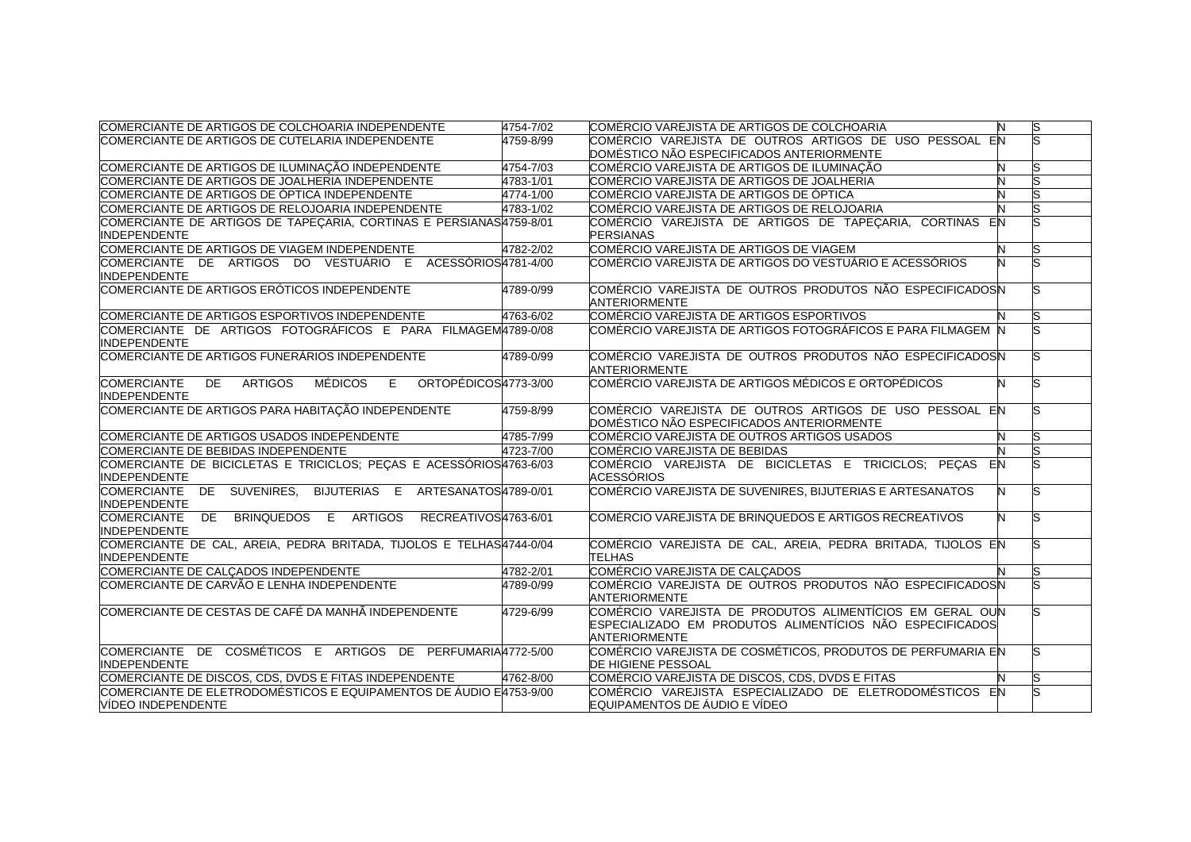| | | | | |
|---|---|---|---|---|
| COMERCIANTE DE ARTIGOS DE COLCHOARIA INDEPENDENTE | 4754-7/02 | COMÉRCIO VAREJISTA DE ARTIGOS DE COLCHOARIA | N | S |
| COMERCIANTE DE ARTIGOS DE CUTELARIA INDEPENDENTE | 4759-8/99 | COMÉRCIO VAREJISTA DE OUTROS ARTIGOS DE USO PESSOAL E DOMÉSTICO NÃO ESPECIFICADOS ANTERIORMENTE | N | S |
| COMERCIANTE DE ARTIGOS DE ILUMINAÇÃO INDEPENDENTE | 4754-7/03 | COMÉRCIO VAREJISTA DE ARTIGOS DE ILUMINAÇÃO | N | S |
| COMERCIANTE DE ARTIGOS DE JOALHERIA INDEPENDENTE | 4783-1/01 | COMÉRCIO VAREJISTA DE ARTIGOS DE JOALHERIA | N | S |
| COMERCIANTE DE ARTIGOS DE ÓPTICA INDEPENDENTE | 4774-1/00 | COMÉRCIO VAREJISTA DE ARTIGOS DE ÓPTICA | N | S |
| COMERCIANTE DE ARTIGOS DE RELOJOARIA INDEPENDENTE | 4783-1/02 | COMÉRCIO VAREJISTA DE ARTIGOS DE RELOJOARIA | N | S |
| COMERCIANTE DE ARTIGOS DE TAPEÇARIA, CORTINAS E PERSIANAS INDEPENDENTE | 4759-8/01 | COMÉRCIO VAREJISTA DE ARTIGOS DE TAPEÇARIA, CORTINAS E PERSIANAS | N | S |
| COMERCIANTE DE ARTIGOS DE VIAGEM INDEPENDENTE | 4782-2/02 | COMÉRCIO VAREJISTA DE ARTIGOS DE VIAGEM | N | S |
| COMERCIANTE DE ARTIGOS DO VESTUÁRIO E ACESSÓRIOS INDEPENDENTE | 4781-4/00 | COMÉRCIO VAREJISTA DE ARTIGOS DO VESTUÁRIO E ACESSÓRIOS | N | S |
| COMERCIANTE DE ARTIGOS ERÓTICOS INDEPENDENTE | 4789-0/99 | COMÉRCIO VAREJISTA DE OUTROS PRODUTOS NÃO ESPECIFICADOS ANTERIORMENTE | N | S |
| COMERCIANTE DE ARTIGOS ESPORTIVOS INDEPENDENTE | 4763-6/02 | COMÉRCIO VAREJISTA DE ARTIGOS ESPORTIVOS | N | S |
| COMERCIANTE DE ARTIGOS FOTOGRÁFICOS E PARA FILMAGEM INDEPENDENTE | 4789-0/08 | COMÉRCIO VAREJISTA DE ARTIGOS FOTOGRÁFICOS E PARA FILMAGEM | N | S |
| COMERCIANTE DE ARTIGOS FUNERÁRIOS INDEPENDENTE | 4789-0/99 | COMÉRCIO VAREJISTA DE OUTROS PRODUTOS NÃO ESPECIFICADOS ANTERIORMENTE | N | S |
| COMERCIANTE DE ARTIGOS MÉDICOS E ORTOPÉDICOS INDEPENDENTE | 4773-3/00 | COMÉRCIO VAREJISTA DE ARTIGOS MÉDICOS E ORTOPÉDICOS | N | S |
| COMERCIANTE DE ARTIGOS PARA HABITAÇÃO INDEPENDENTE | 4759-8/99 | COMÉRCIO VAREJISTA DE OUTROS ARTIGOS DE USO PESSOAL E DOMÉSTICO NÃO ESPECIFICADOS ANTERIORMENTE | N | S |
| COMERCIANTE DE ARTIGOS USADOS INDEPENDENTE | 4785-7/99 | COMÉRCIO VAREJISTA DE OUTROS ARTIGOS USADOS | N | S |
| COMERCIANTE DE BEBIDAS INDEPENDENTE | 4723-7/00 | COMÉRCIO VAREJISTA DE BEBIDAS | N | S |
| COMERCIANTE DE BICICLETAS E TRICICLOS; PEÇAS E ACESSÓRIOS INDEPENDENTE | 4763-6/03 | COMÉRCIO VAREJISTA DE BICICLETAS E TRICICLOS; PEÇAS E ACESSÓRIOS | N | S |
| COMERCIANTE DE SUVENIRES, BIJUTERIAS E ARTESANATOS INDEPENDENTE | 4789-0/01 | COMÉRCIO VAREJISTA DE SUVENIRES, BIJUTERIAS E ARTESANATOS | N | S |
| COMERCIANTE DE BRINQUEDOS E ARTIGOS RECREATIVOS INDEPENDENTE | 4763-6/01 | COMÉRCIO VAREJISTA DE BRINQUEDOS E ARTIGOS RECREATIVOS | N | S |
| COMERCIANTE DE CAL, AREIA, PEDRA BRITADA, TIJOLOS E TELHAS INDEPENDENTE | 4744-0/04 | COMÉRCIO VAREJISTA DE CAL, AREIA, PEDRA BRITADA, TIJOLOS E TELHAS | N | S |
| COMERCIANTE DE CALÇADOS INDEPENDENTE | 4782-2/01 | COMÉRCIO VAREJISTA DE CALÇADOS | N | S |
| COMERCIANTE DE CARVÃO E LENHA INDEPENDENTE | 4789-0/99 | COMÉRCIO VAREJISTA DE OUTROS PRODUTOS NÃO ESPECIFICADOS ANTERIORMENTE | N | S |
| COMERCIANTE DE CESTAS DE CAFÉ DA MANHÃ INDEPENDENTE | 4729-6/99 | COMÉRCIO VAREJISTA DE PRODUTOS ALIMENTÍCIOS EM GERAL OU ESPECIALIZADO EM PRODUTOS ALIMENTÍCIOS NÃO ESPECIFICADOS ANTERIORMENTE | N | S |
| COMERCIANTE DE COSMÉTICOS E ARTIGOS DE PERFUMARIA INDEPENDENTE | 4772-5/00 | COMÉRCIO VAREJISTA DE COSMÉTICOS, PRODUTOS DE PERFUMARIA E DE HIGIENE PESSOAL | N | S |
| COMERCIANTE DE DISCOS, CDS, DVDS E FITAS INDEPENDENTE | 4762-8/00 | COMÉRCIO VAREJISTA DE DISCOS, CDS, DVDS E FITAS | N | S |
| COMERCIANTE DE ELETRODOMÉSTICOS E EQUIPAMENTOS DE ÁUDIO E VÍDEO INDEPENDENTE | 4753-9/00 | COMÉRCIO VAREJISTA ESPECIALIZADO DE ELETRODOMÉSTICOS E EQUIPAMENTOS DE ÁUDIO E VÍDEO | N | S |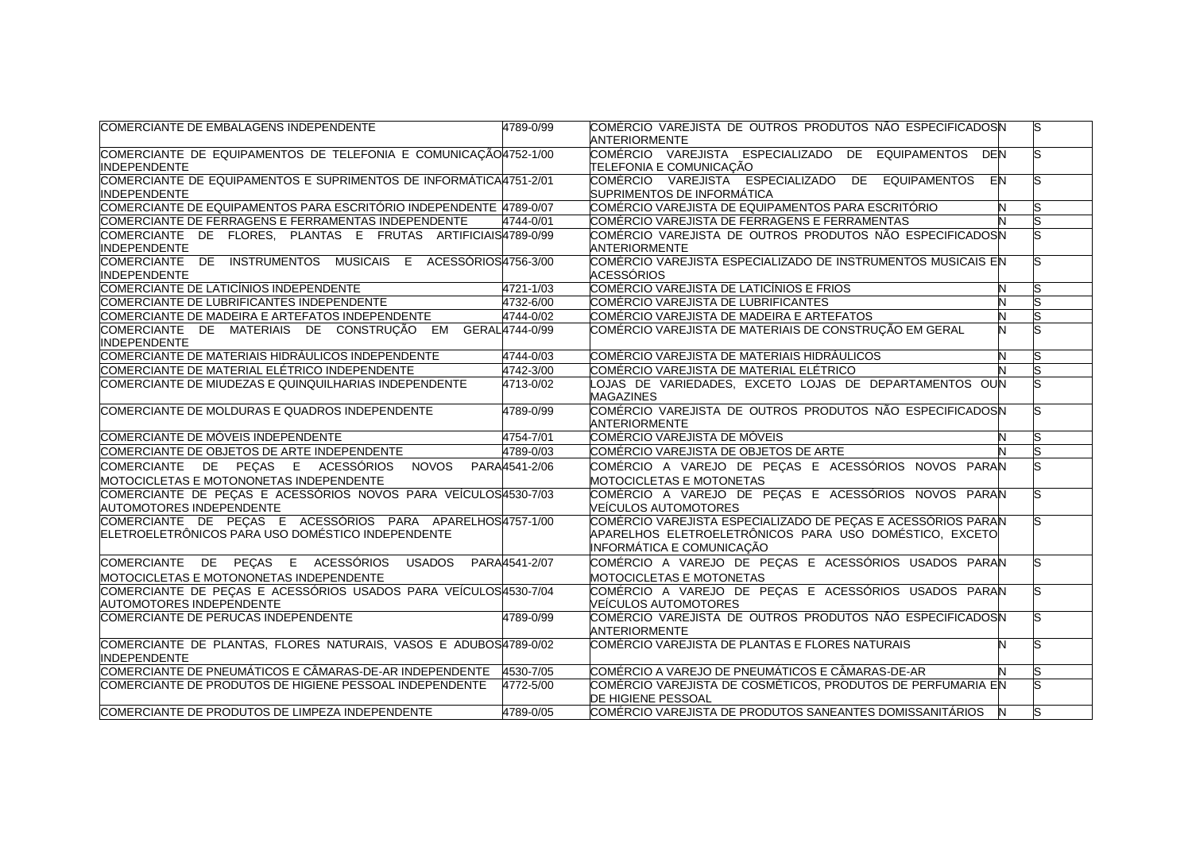| | | | | |
|---|---|---|---|---|
| COMERCIANTE DE EMBALAGENS INDEPENDENTE | 4789-0/99 | COMÉRCIO VAREJISTA DE OUTROS PRODUTOS NÃO ESPECIFICADOS ANTERIORMENTE | N | S |
| COMERCIANTE DE EQUIPAMENTOS DE TELEFONIA E COMUNICAÇÃO INDEPENDENTE | 4752-1/00 | COMÉRCIO VAREJISTA ESPECIALIZADO DE EQUIPAMENTOS DE TELEFONIA E COMUNICAÇÃO | N | S |
| COMERCIANTE DE EQUIPAMENTOS E SUPRIMENTOS DE INFORMÁTICA INDEPENDENTE | 4751-2/01 | COMÉRCIO VAREJISTA ESPECIALIZADO DE EQUIPAMENTOS E SUPRIMENTOS DE INFORMÁTICA | N | S |
| COMERCIANTE DE EQUIPAMENTOS PARA ESCRITÓRIO INDEPENDENTE | 4789-0/07 | COMÉRCIO VAREJISTA DE EQUIPAMENTOS PARA ESCRITÓRIO | N | S |
| COMERCIANTE DE FERRAGENS E FERRAMENTAS INDEPENDENTE | 4744-0/01 | COMÉRCIO VAREJISTA DE FERRAGENS E FERRAMENTAS | N | S |
| COMERCIANTE DE FLORES, PLANTAS E FRUTAS ARTIFICIAIS INDEPENDENTE | 4789-0/99 | COMÉRCIO VAREJISTA DE OUTROS PRODUTOS NÃO ESPECIFICADOS ANTERIORMENTE | N | S |
| COMERCIANTE DE INSTRUMENTOS MUSICAIS E ACESSÓRIOS INDEPENDENTE | 4756-3/00 | COMÉRCIO VAREJISTA ESPECIALIZADO DE INSTRUMENTOS MUSICAIS E ACESSÓRIOS | N | S |
| COMERCIANTE DE LATICÍNIOS INDEPENDENTE | 4721-1/03 | COMÉRCIO VAREJISTA DE LATICÍNIOS E FRIOS | N | S |
| COMERCIANTE DE LUBRIFICANTES INDEPENDENTE | 4732-6/00 | COMÉRCIO VAREJISTA DE LUBRIFICANTES | N | S |
| COMERCIANTE DE MADEIRA E ARTEFATOS INDEPENDENTE | 4744-0/02 | COMÉRCIO VAREJISTA DE MADEIRA E ARTEFATOS | N | S |
| COMERCIANTE DE MATERIAIS DE CONSTRUÇÃO EM GERAL INDEPENDENTE | 4744-0/99 | COMÉRCIO VAREJISTA DE MATERIAIS DE CONSTRUÇÃO EM GERAL | N | S |
| COMERCIANTE DE MATERIAIS HIDRÁULICOS INDEPENDENTE | 4744-0/03 | COMÉRCIO VAREJISTA DE MATERIAIS HIDRÁULICOS | N | S |
| COMERCIANTE DE MATERIAL ELÉTRICO INDEPENDENTE | 4742-3/00 | COMÉRCIO VAREJISTA DE MATERIAL ELÉTRICO | N | S |
| COMERCIANTE DE MIUDEZAS E QUINQUILHARIAS INDEPENDENTE | 4713-0/02 | LOJAS DE VARIEDADES, EXCETO LOJAS DE DEPARTAMENTOS OU MAGAZINES | N | S |
| COMERCIANTE DE MOLDURAS E QUADROS INDEPENDENTE | 4789-0/99 | COMÉRCIO VAREJISTA DE OUTROS PRODUTOS NÃO ESPECIFICADOS ANTERIORMENTE | N | S |
| COMERCIANTE DE MÓVEIS INDEPENDENTE | 4754-7/01 | COMÉRCIO VAREJISTA DE MÓVEIS | N | S |
| COMERCIANTE DE OBJETOS DE ARTE INDEPENDENTE | 4789-0/03 | COMÉRCIO VAREJISTA DE OBJETOS DE ARTE | N | S |
| COMERCIANTE DE PEÇAS E ACESSÓRIOS NOVOS PARA MOTOCICLETAS E MOTONONETAS INDEPENDENTE | 4541-2/06 | COMÉRCIO A VAREJO DE PEÇAS E ACESSÓRIOS NOVOS PARA MOTOCICLETAS E MOTONETAS | N | S |
| COMERCIANTE DE PEÇAS E ACESSÓRIOS NOVOS PARA VEÍCULOS AUTOMOTORES INDEPENDENTE | 4530-7/03 | COMÉRCIO A VAREJO DE PEÇAS E ACESSÓRIOS NOVOS PARA VEÍCULOS AUTOMOTORES | N | S |
| COMERCIANTE DE PEÇAS E ACESSÓRIOS PARA APARELHOS ELETROELETRÔNICOS PARA USO DOMÉSTICO INDEPENDENTE | 4757-1/00 | COMÉRCIO VAREJISTA ESPECIALIZADO DE PEÇAS E ACESSÓRIOS PARA APARELHOS ELETROELETRÔNICOS PARA USO DOMÉSTICO, EXCETO INFORMÁTICA E COMUNICAÇÃO | N | S |
| COMERCIANTE DE PEÇAS E ACESSÓRIOS USADOS PARA MOTOCICLETAS E MOTONONETAS INDEPENDENTE | 4541-2/07 | COMÉRCIO A VAREJO DE PEÇAS E ACESSÓRIOS USADOS PARA MOTOCICLETAS E MOTONETAS | N | S |
| COMERCIANTE DE PEÇAS E ACESSÓRIOS USADOS PARA VEÍCULOS AUTOMOTORES INDEPENDENTE | 4530-7/04 | COMÉRCIO A VAREJO DE PEÇAS E ACESSÓRIOS USADOS PARA VEÍCULOS AUTOMOTORES | N | S |
| COMERCIANTE DE PERUCAS INDEPENDENTE | 4789-0/99 | COMÉRCIO VAREJISTA DE OUTROS PRODUTOS NÃO ESPECIFICADOS ANTERIORMENTE | N | S |
| COMERCIANTE DE PLANTAS, FLORES NATURAIS, VASOS E ADUBOS INDEPENDENTE | 4789-0/02 | COMÉRCIO VAREJISTA DE PLANTAS E FLORES NATURAIS | N | S |
| COMERCIANTE DE PNEUMÁTICOS E CÂMARAS-DE-AR INDEPENDENTE | 4530-7/05 | COMÉRCIO A VAREJO DE PNEUMÁTICOS E CÂMARAS-DE-AR | N | S |
| COMERCIANTE DE PRODUTOS DE HIGIENE PESSOAL INDEPENDENTE | 4772-5/00 | COMÉRCIO VAREJISTA DE COSMÉTICOS, PRODUTOS DE PERFUMARIA E DE HIGIENE PESSOAL | N | S |
| COMERCIANTE DE PRODUTOS DE LIMPEZA INDEPENDENTE | 4789-0/05 | COMÉRCIO VAREJISTA DE PRODUTOS SANEANTES DOMISSANITÁRIOS | N | S |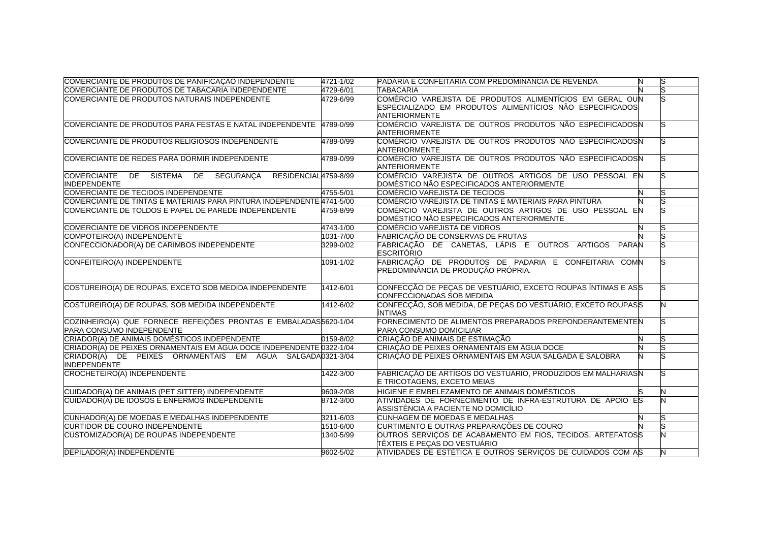| | | | | |
|---|---|---|---|---|
| COMERCIANTE DE PRODUTOS DE PANIFICAÇÃO INDEPENDENTE | 4721-1/02 | PADARIA E CONFEITARIA COM PREDOMINÂNCIA DE REVENDA | N | S |
| COMERCIANTE DE PRODUTOS DE TABACARIA INDEPENDENTE | 4729-6/01 | TABACARIA | N | S |
| COMERCIANTE DE PRODUTOS NATURAIS INDEPENDENTE | 4729-6/99 | COMÉRCIO VAREJISTA DE PRODUTOS ALIMENTÍCIOS EM GERAL OU ESPECIALIZADO EM PRODUTOS ALIMENTÍCIOS NÃO ESPECIFICADOS ANTERIORMENTE | N | S |
| COMERCIANTE DE PRODUTOS PARA FESTAS E NATAL INDEPENDENTE | 4789-0/99 | COMÉRCIO VAREJISTA DE OUTROS PRODUTOS NÃO ESPECIFICADOS ANTERIORMENTE | N | S |
| COMERCIANTE DE PRODUTOS RELIGIOSOS INDEPENDENTE | 4789-0/99 | COMÉRCIO VAREJISTA DE OUTROS PRODUTOS NÃO ESPECIFICADOS ANTERIORMENTE | N | S |
| COMERCIANTE DE REDES PARA DORMIR INDEPENDENTE | 4789-0/99 | COMÉRCIO VAREJISTA DE OUTROS PRODUTOS NÃO ESPECIFICADOS ANTERIORMENTE | N | S |
| COMERCIANTE DE SISTEMA DE SEGURANÇA RESIDENCIAL INDEPENDENTE | 4759-8/99 | COMÉRCIO VAREJISTA DE OUTROS ARTIGOS DE USO PESSOAL E DOMÉSTICO NÃO ESPECIFICADOS ANTERIORMENTE | N | S |
| COMERCIANTE DE TECIDOS INDEPENDENTE | 4755-5/01 | COMÉRCIO VAREJISTA DE TECIDOS | N | S |
| COMERCIANTE DE TINTAS E MATERIAIS PARA PINTURA INDEPENDENTE | 4741-5/00 | COMÉRCIO VAREJISTA DE TINTAS E MATERIAIS PARA PINTURA | N | S |
| COMERCIANTE DE TOLDOS E PAPEL DE PAREDE INDEPENDENTE | 4759-8/99 | COMÉRCIO VAREJISTA DE OUTROS ARTIGOS DE USO PESSOAL E DOMÉSTICO NÃO ESPECIFICADOS ANTERIORMENTE | N | S |
| COMERCIANTE DE VIDROS INDEPENDENTE | 4743-1/00 | COMÉRCIO VAREJISTA DE VIDROS | N | S |
| COMPOTEIRO(A) INDEPENDENTE | 1031-7/00 | FABRICAÇÃO DE CONSERVAS DE FRUTAS | N | S |
| CONFECCIONADOR(A) DE CARIMBOS INDEPENDENTE | 3299-0/02 | FABRICAÇÃO DE CANETAS, LÁPIS E OUTROS ARTIGOS PARA ESCRITÓRIO | N | S |
| CONFEITEIRO(A) INDEPENDENTE | 1091-1/02 | FABRICAÇÃO DE PRODUTOS DE PADARIA E CONFEITARIA COM PREDOMINÂNCIA DE PRODUÇÃO PRÓPRIA. | N | S |
| COSTUREIRO(A) DE ROUPAS, EXCETO SOB MEDIDA INDEPENDENTE | 1412-6/01 | CONFECÇÃO DE PEÇAS DE VESTUÁRIO, EXCETO ROUPAS ÍNTIMAS E AS CONFECCIONADAS SOB MEDIDA | S | S |
| COSTUREIRO(A) DE ROUPAS, SOB MEDIDA INDEPENDENTE | 1412-6/02 | CONFECÇÃO, SOB MEDIDA, DE PEÇAS DO VESTUÁRIO, EXCETO ROUPAS ÍNTIMAS | S | N |
| COZINHEIRO(A) QUE FORNECE REFEIÇÕES PRONTAS E EMBALADAS PARA CONSUMO INDEPENDENTE | 5620-1/04 | FORNECIMENTO DE ALIMENTOS PREPARADOS PREPONDERANTEMENTE PARA CONSUMO DOMICILIAR | N | S |
| CRIADOR(A) DE ANIMAIS DOMÉSTICOS INDEPENDENTE | 0159-8/02 | CRIAÇÃO DE ANIMAIS DE ESTIMAÇÃO | N | S |
| CRIADOR(A) DE PEIXES ORNAMENTAIS EM ÁGUA DOCE INDEPENDENTE | 0322-1/04 | CRIAÇÃO DE PEIXES ORNAMENTAIS EM ÁGUA DOCE | N | S |
| CRIADOR(A) DE PEIXES ORNAMENTAIS EM ÁGUA SALGADA INDEPENDENTE | 0321-3/04 | CRIAÇÃO DE PEIXES ORNAMENTAIS EM ÁGUA SALGADA E SALOBRA | N | S |
| CROCHETEIRO(A) INDEPENDENTE | 1422-3/00 | FABRICAÇÃO DE ARTIGOS DO VESTUÁRIO, PRODUZIDOS EM MALHARIAS E TRICOTAGENS, EXCETO MEIAS | N | S |
| CUIDADOR(A) DE ANIMAIS (PET SITTER) INDEPENDENTE | 9609-2/08 | HIGIENE E EMBELEZAMENTO DE ANIMAIS DOMÉSTICOS | S | N |
| CUIDADOR(A) DE IDOSOS E ENFERMOS INDEPENDENTE | 8712-3/00 | ATIVIDADES DE FORNECIMENTO DE INFRA-ESTRUTURA DE APOIO E ASSISTÊNCIA A PACIENTE NO DOMICÍLIO | S | N |
| CUNHADOR(A) DE MOEDAS E MEDALHAS INDEPENDENTE | 3211-6/03 | CUNHAGEM DE MOEDAS E MEDALHAS | N | S |
| CURTIDOR DE COURO INDEPENDENTE | 1510-6/00 | CURTIMENTO E OUTRAS PREPARAÇÕES DE COURO | N | S |
| CUSTOMIZADOR(A) DE ROUPAS INDEPENDENTE | 1340-5/99 | OUTROS SERVIÇOS DE ACABAMENTO EM FIOS, TECIDOS, ARTEFATOS TÊXTEIS E PEÇAS DO VESTUÁRIO | S | N |
| DEPILADOR(A) INDEPENDENTE | 9602-5/02 | ATIVIDADES DE ESTÉTICA E OUTROS SERVIÇOS DE CUIDADOS COM A | S | N |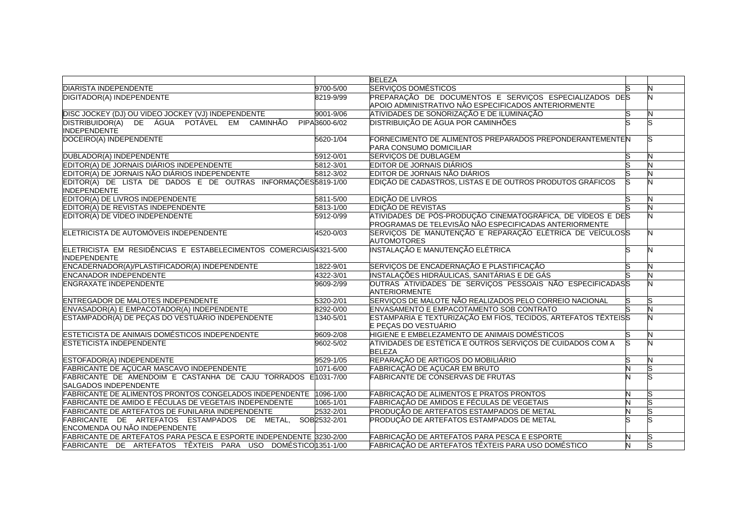| | | | | |
|---|---|---|---|---|
| | | BELEZA | | |
| DIARISTA INDEPENDENTE | 9700-5/00 | SERVIÇOS DOMÉSTICOS | S | N |
| DIGITADOR(A) INDEPENDENTE | 8219-9/99 | PREPARAÇÃO DE DOCUMENTOS E SERVIÇOS ESPECIALIZADOS DE APOIO ADMINISTRATIVO NÃO ESPECIFICADOS ANTERIORMENTE | S | N |
| DISC JOCKEY (DJ) OU VIDEO JOCKEY (VJ) INDEPENDENTE | 9001-9/06 | ATIVIDADES DE SONORIZAÇÃO E DE ILUMINAÇÃO | S | N |
| DISTRIBUIDOR(A) DE ÁGUA POTÁVEL EM CAMINHÃO PIPA INDEPENDENTE | 3600-6/02 | DISTRIBUIÇÃO DE ÁGUA POR CAMINHÕES | S | S |
| DOCEIRO(A) INDEPENDENTE | 5620-1/04 | FORNECIMENTO DE ALIMENTOS PREPARADOS PREPONDERANTEMENTE PARA CONSUMO DOMICILIAR | N | S |
| DUBLADOR(A) INDEPENDENTE | 5912-0/01 | SERVIÇOS DE DUBLAGEM | S | N |
| EDITOR(A) DE JORNAIS DIÁRIOS INDEPENDENTE | 5812-3/01 | EDITOR DE JORNAIS DIÁRIOS | S | N |
| EDITOR(A) DE JORNAIS NÃO DIÁRIOS INDEPENDENTE | 5812-3/02 | EDITOR DE JORNAIS NÃO DIÁRIOS | S | N |
| EDITOR(A) DE LISTA DE DADOS E DE OUTRAS INFORMAÇÕES INDEPENDENTE | 5819-1/00 | EDIÇÃO DE CADASTROS, LISTAS E DE OUTROS PRODUTOS GRÁFICOS | S | N |
| EDITOR(A) DE LIVROS INDEPENDENTE | 5811-5/00 | EDIÇÃO DE LIVROS | S | N |
| EDITOR(A) DE REVISTAS INDEPENDENTE | 5813-1/00 | EDIÇÃO DE REVISTAS | S | N |
| EDITOR(A) DE VÍDEO INDEPENDENTE | 5912-0/99 | ATIVIDADES DE PÓS-PRODUÇÃO CINEMATOGRÁFICA, DE VÍDEOS E DE PROGRAMAS DE TELEVISÃO NÃO ESPECIFICADAS ANTERIORMENTE | S | N |
| ELETRICISTA DE AUTOMÓVEIS INDEPENDENTE | 4520-0/03 | SERVIÇOS DE MANUTENÇÃO E REPARAÇÃO ELÉTRICA DE VEÍCULOS AUTOMOTORES | S | N |
| ELETRICISTA EM RESIDÊNCIAS E ESTABELECIMENTOS COMERCIAIS INDEPENDENTE | 4321-5/00 | INSTALAÇÃO E MANUTENÇÃO ELÉTRICA | S | N |
| ENCADERNADOR(A)/PLASTIFICADOR(A) INDEPENDENTE | 1822-9/01 | SERVIÇOS DE ENCADERNAÇÃO E PLASTIFICAÇÃO | S | N |
| ENCANADOR INDEPENDENTE | 4322-3/01 | INSTALAÇÕES HIDRÁULICAS, SANITÁRIAS E DE GÁS | S | N |
| ENGRAXATE INDEPENDENTE | 9609-2/99 | OUTRAS ATIVIDADES DE SERVIÇOS PESSOAIS NÃO ESPECIFICADAS ANTERIORMENTE | S | N |
| ENTREGADOR DE MALOTES INDEPENDENTE | 5320-2/01 | SERVIÇOS DE MALOTE NÃO REALIZADOS PELO CORREIO NACIONAL | S | S |
| ENVASADOR(A) E EMPACOTADOR(A) INDEPENDENTE | 8292-0/00 | ENVASAMENTO E EMPACOTAMENTO SOB CONTRATO | S | N |
| ESTAMPADOR(A) DE PEÇAS DO VESTUÁRIO INDEPENDENTE | 1340-5/01 | ESTAMPARIA E TEXTURIZAÇÃO EM FIOS, TECIDOS, ARTEFATOS TÊXTEIS E PEÇAS DO VESTUÁRIO | S | N |
| ESTETICISTA DE ANIMAIS DOMÉSTICOS INDEPENDENTE | 9609-2/08 | HIGIENE E EMBELEZAMENTO DE ANIMAIS DOMÉSTICOS | S | N |
| ESTETICISTA INDEPENDENTE | 9602-5/02 | ATIVIDADES DE ESTÉTICA E OUTROS SERVIÇOS DE CUIDADOS COM A BELEZA | S | N |
| ESTOFADOR(A) INDEPENDENTE | 9529-1/05 | REPARAÇÃO DE ARTIGOS DO MOBILIÁRIO | S | N |
| FABRICANTE DE AÇÚCAR MASCAVO INDEPENDENTE | 1071-6/00 | FABRICAÇÃO DE AÇÚCAR EM BRUTO | N | S |
| FABRICANTE DE AMENDOIM E CASTANHA DE CAJU TORRADOS E SALGADOS INDEPENDENTE | 1031-7/00 | FABRICANTE DE CONSERVAS DE FRUTAS | N | S |
| FABRICANTE DE ALIMENTOS PRONTOS CONGELADOS INDEPENDENTE | 1096-1/00 | FABRICAÇÃO DE ALIMENTOS E PRATOS PRONTOS | N | S |
| FABRICANTE DE AMIDO E FÉCULAS DE VEGETAIS INDEPENDENTE | 1065-1/01 | FABRICAÇÃO DE AMIDOS E FÉCULAS DE VEGETAIS | N | S |
| FABRICANTE DE ARTEFATOS DE FUNILARIA INDEPENDENTE | 2532-2/01 | PRODUÇÃO DE ARTEFATOS ESTAMPADOS DE METAL | N | S |
| FABRICANTE DE ARTEFATOS ESTAMPADOS DE METAL, SOB ENCOMENDA OU NÃO INDEPENDENTE | 2532-2/01 | PRODUÇÃO DE ARTEFATOS ESTAMPADOS DE METAL | S | S |
| FABRICANTE DE ARTEFATOS PARA PESCA E ESPORTE INDEPENDENTE | 3230-2/00 | FABRICAÇÃO DE ARTEFATOS PARA PESCA E ESPORTE | N | S |
| FABRICANTE DE ARTEFATOS TÊXTEIS PARA USO DOMÉSTICO | 1351-1/00 | FABRICAÇÃO DE ARTEFATOS TÊXTEIS PARA USO DOMÉSTICO | N | S |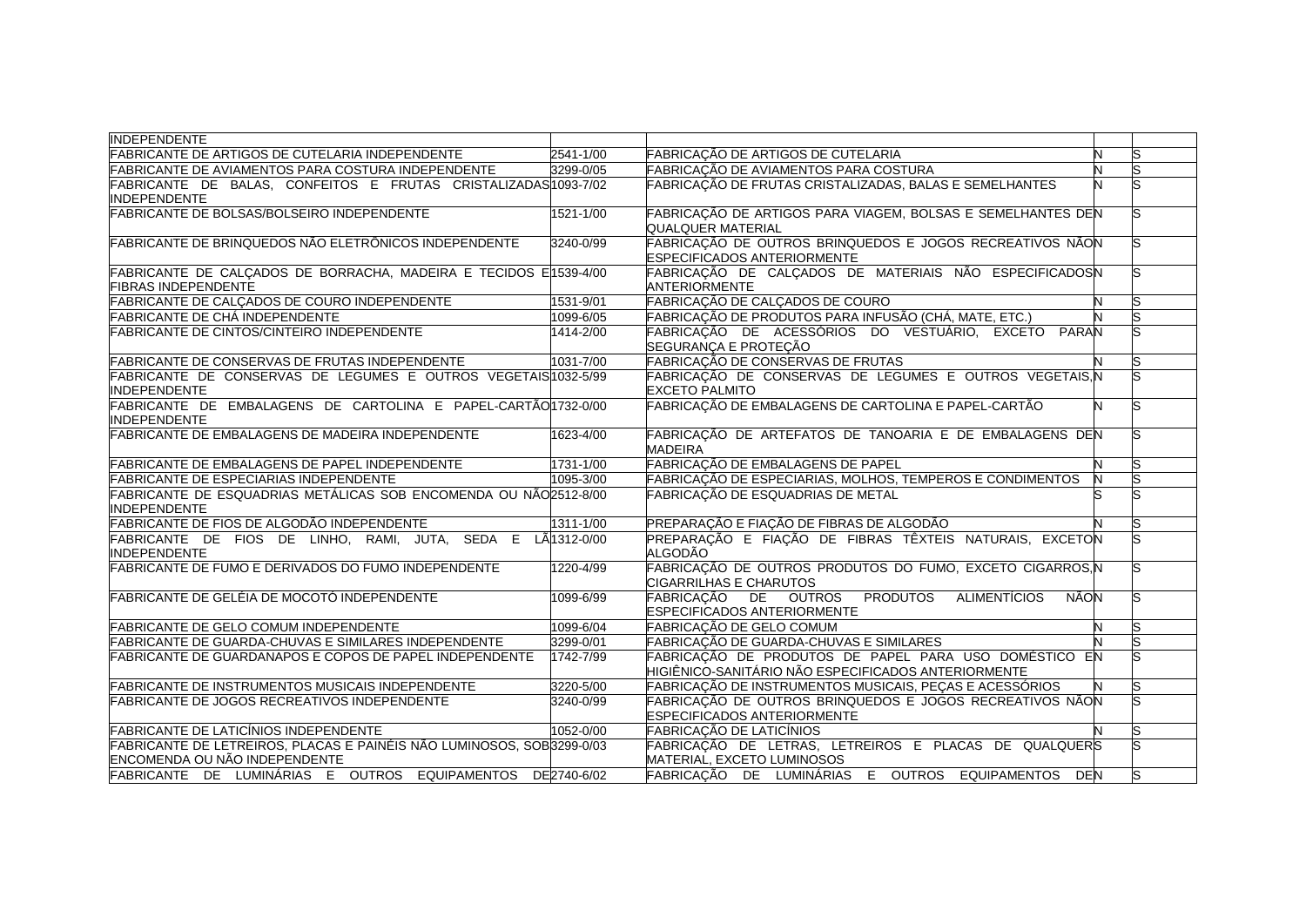| | | | | |
|---|---|---|---|---|
| INDEPENDENTE | | | | |
| FABRICANTE DE ARTIGOS DE CUTELARIA INDEPENDENTE | 2541-1/00 | FABRICAÇÃO DE ARTIGOS DE CUTELARIA | N | S |
| FABRICANTE DE AVIAMENTOS PARA COSTURA INDEPENDENTE | 3299-0/05 | FABRICAÇÃO DE AVIAMENTOS PARA COSTURA | N | S |
| FABRICANTE DE BALAS, CONFEITOS E FRUTAS CRISTALIZADAS INDEPENDENTE | 1093-7/02 | FABRICAÇÃO DE FRUTAS CRISTALIZADAS, BALAS E SEMELHANTES | N | S |
| FABRICANTE DE BOLSAS/BOLSEIRO INDEPENDENTE | 1521-1/00 | FABRICAÇÃO DE ARTIGOS PARA VIAGEM, BOLSAS E SEMELHANTES DE QUALQUER MATERIAL | N | S |
| FABRICANTE DE BRINQUEDOS NÃO ELETRÔNICOS INDEPENDENTE | 3240-0/99 | FABRICAÇÃO DE OUTROS BRINQUEDOS E JOGOS RECREATIVOS NÃO ESPECIFICADOS ANTERIORMENTE | N | S |
| FABRICANTE DE CALÇADOS DE BORRACHA, MADEIRA E TECIDOS E FIBRAS INDEPENDENTE | 1539-4/00 | FABRICAÇÃO DE CALÇADOS DE MATERIAIS NÃO ESPECIFICADOS ANTERIORMENTE | N | S |
| FABRICANTE DE CALÇADOS DE COURO INDEPENDENTE | 1531-9/01 | FABRICAÇÃO DE CALÇADOS DE COURO | N | S |
| FABRICANTE DE CHÁ INDEPENDENTE | 1099-6/05 | FABRICAÇÃO DE PRODUTOS PARA INFUSÃO (CHÁ, MATE, ETC.) | N | S |
| FABRICANTE DE CINTOS/CINTEIRO INDEPENDENTE | 1414-2/00 | FABRICAÇÃO DE ACESSÓRIOS DO VESTUÁRIO, EXCETO PARA SEGURANÇA E PROTEÇÃO | N | S |
| FABRICANTE DE CONSERVAS DE FRUTAS INDEPENDENTE | 1031-7/00 | FABRICAÇÃO DE CONSERVAS DE FRUTAS | N | S |
| FABRICANTE DE CONSERVAS DE LEGUMES E OUTROS VEGETAIS INDEPENDENTE | 1032-5/99 | FABRICAÇÃO DE CONSERVAS DE LEGUMES E OUTROS VEGETAIS, EXCETO PALMITO | N | S |
| FABRICANTE DE EMBALAGENS DE CARTOLINA E PAPEL-CARTÃO INDEPENDENTE | 1732-0/00 | FABRICAÇÃO DE EMBALAGENS DE CARTOLINA E PAPEL-CARTÃO | N | S |
| FABRICANTE DE EMBALAGENS DE MADEIRA INDEPENDENTE | 1623-4/00 | FABRICAÇÃO DE ARTEFATOS DE TANOARIA E DE EMBALAGENS DE MADEIRA | N | S |
| FABRICANTE DE EMBALAGENS DE PAPEL INDEPENDENTE | 1731-1/00 | FABRICAÇÃO DE EMBALAGENS DE PAPEL | N | S |
| FABRICANTE DE ESPECIARIAS INDEPENDENTE | 1095-3/00 | FABRICAÇÃO DE ESPECIARIAS, MOLHOS, TEMPEROS E CONDIMENTOS | N | S |
| FABRICANTE DE ESQUADRIAS METÁLICAS SOB ENCOMENDA OU NÃO INDEPENDENTE | 2512-8/00 | FABRICAÇÃO DE ESQUADRIAS DE METAL | S | S |
| FABRICANTE DE FIOS DE ALGODÃO INDEPENDENTE | 1311-1/00 | PREPARAÇÃO E FIAÇÃO DE FIBRAS DE ALGODÃO | N | S |
| FABRICANTE DE FIOS DE LINHO, RAMI, JUTA, SEDA E LÃ INDEPENDENTE | 1312-0/00 | PREPARAÇÃO E FIAÇÃO DE FIBRAS TÊXTEIS NATURAIS, EXCETO ALGODÃO | N | S |
| FABRICANTE DE FUMO E DERIVADOS DO FUMO INDEPENDENTE | 1220-4/99 | FABRICAÇÃO DE OUTROS PRODUTOS DO FUMO, EXCETO CIGARROS, CIGARRILHAS E CHARUTOS | N | S |
| FABRICANTE DE GELÉIA DE MOCOTÓ INDEPENDENTE | 1099-6/99 | FABRICAÇÃO DE OUTROS PRODUTOS ALIMENTÍCIOS NÃO ESPECIFICADOS ANTERIORMENTE | N | S |
| FABRICANTE DE GELO COMUM INDEPENDENTE | 1099-6/04 | FABRICAÇÃO DE GELO COMUM | N | S |
| FABRICANTE DE GUARDA-CHUVAS E SIMILARES INDEPENDENTE | 3299-0/01 | FABRICAÇÃO DE GUARDA-CHUVAS E SIMILARES | N | S |
| FABRICANTE DE GUARDANAPOS E COPOS DE PAPEL INDEPENDENTE | 1742-7/99 | FABRICAÇÃO DE PRODUTOS DE PAPEL PARA USO DOMÉSTICO E HIGIÊNICO-SANITÁRIO NÃO ESPECIFICADOS ANTERIORMENTE | N | S |
| FABRICANTE DE INSTRUMENTOS MUSICAIS INDEPENDENTE | 3220-5/00 | FABRICAÇÃO DE INSTRUMENTOS MUSICAIS, PEÇAS E ACESSÓRIOS | N | S |
| FABRICANTE DE JOGOS RECREATIVOS INDEPENDENTE | 3240-0/99 | FABRICAÇÃO DE OUTROS BRINQUEDOS E JOGOS RECREATIVOS NÃO ESPECIFICADOS ANTERIORMENTE | N | S |
| FABRICANTE DE LATICÍNIOS INDEPENDENTE | 1052-0/00 | FABRICAÇÃO DE LATICÍNIOS | N | S |
| FABRICANTE DE LETREIROS, PLACAS E PAINÉIS NÃO LUMINOSOS, SOB ENCOMENDA OU NÃO INDEPENDENTE | 3299-0/03 | FABRICAÇÃO DE LETRAS, LETREIROS E PLACAS DE QUALQUER MATERIAL, EXCETO LUMINOSOS | S | S |
| FABRICANTE DE LUMINÁRIAS E OUTROS EQUIPAMENTOS DE | 2740-6/02 | FABRICAÇÃO DE LUMINÁRIAS E OUTROS EQUIPAMENTOS DE | N | S |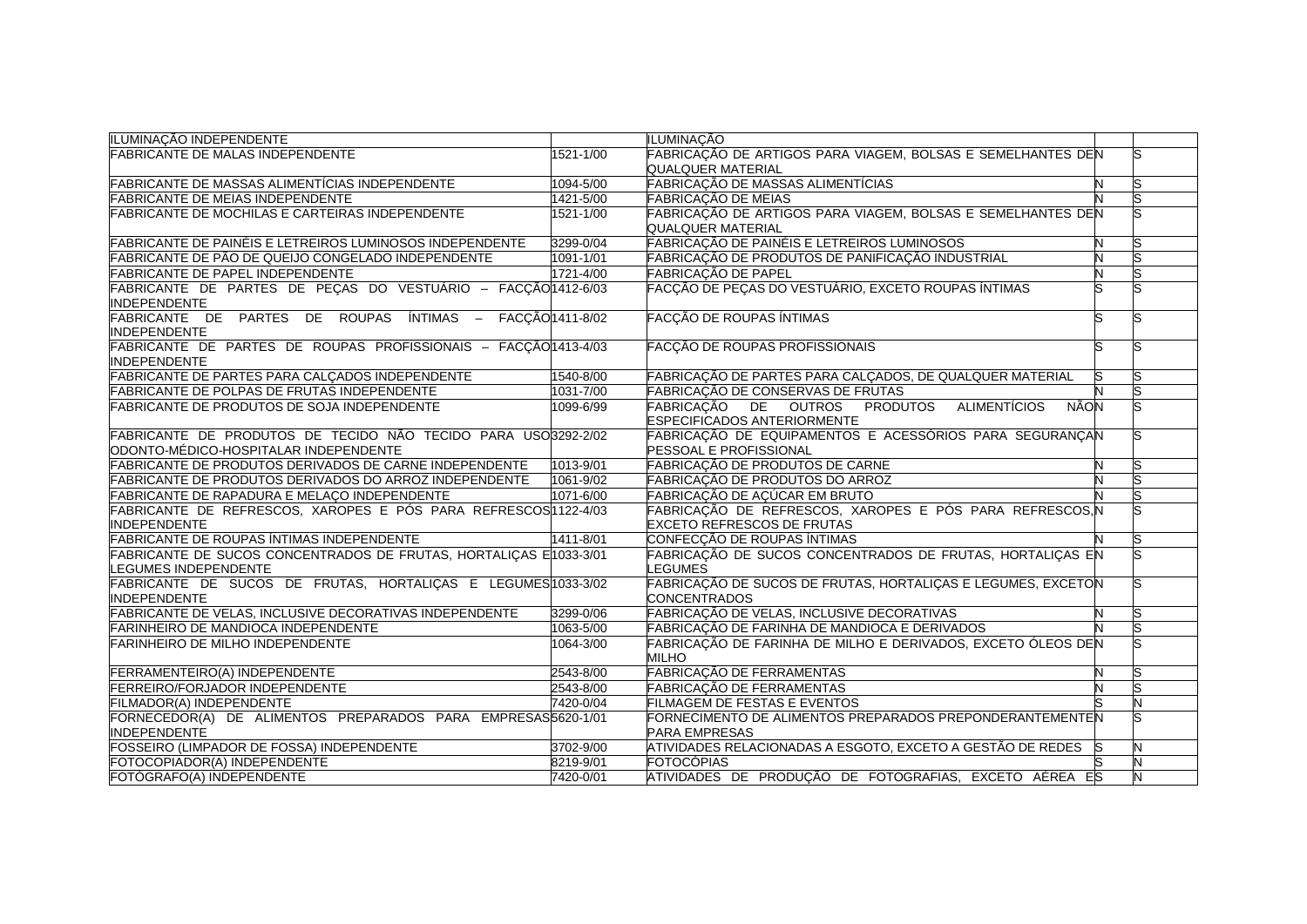| | | | | |
|---|---|---|---|---|
| ILUMINAÇÃO INDEPENDENTE | | ILUMINAÇÃO | | |
| FABRICANTE DE MALAS INDEPENDENTE | 1521-1/00 | FABRICAÇÃO DE ARTIGOS PARA VIAGEM, BOLSAS E SEMELHANTES DE QUALQUER MATERIAL | N | S |
| FABRICANTE DE MASSAS ALIMENTÍCIAS INDEPENDENTE | 1094-5/00 | FABRICAÇÃO DE MASSAS ALIMENTÍCIAS | N | S |
| FABRICANTE DE MEIAS INDEPENDENTE | 1421-5/00 | FABRICAÇÃO DE MEIAS | N | S |
| FABRICANTE DE MOCHILAS E CARTEIRAS INDEPENDENTE | 1521-1/00 | FABRICAÇÃO DE ARTIGOS PARA VIAGEM, BOLSAS E SEMELHANTES DE QUALQUER MATERIAL | N | S |
| FABRICANTE DE PAINÉIS E LETREIROS LUMINOSOS INDEPENDENTE | 3299-0/04 | FABRICAÇÃO DE PAINÉIS E LETREIROS LUMINOSOS | N | S |
| FABRICANTE DE PÃO DE QUEIJO CONGELADO INDEPENDENTE | 1091-1/01 | FABRICAÇÃO DE PRODUTOS DE PANIFICAÇÃO INDUSTRIAL | N | S |
| FABRICANTE DE PAPEL INDEPENDENTE | 1721-4/00 | FABRICAÇÃO DE PAPEL | N | S |
| FABRICANTE DE PARTES DE PEÇAS DO VESTUÁRIO – FACÇÃO INDEPENDENTE | 1412-6/03 | FACÇÃO DE PEÇAS DO VESTUÁRIO, EXCETO ROUPAS ÍNTIMAS | S | S |
| FABRICANTE DE PARTES DE ROUPAS ÍNTIMAS – FACÇÃO INDEPENDENTE | 1411-8/02 | FACÇÃO DE ROUPAS ÍNTIMAS | S | S |
| FABRICANTE DE PARTES DE ROUPAS PROFISSIONAIS – FACÇÃO INDEPENDENTE | 1413-4/03 | FACÇÃO DE ROUPAS PROFISSIONAIS | S | S |
| FABRICANTE DE PARTES PARA CALÇADOS INDEPENDENTE | 1540-8/00 | FABRICAÇÃO DE PARTES PARA CALÇADOS, DE QUALQUER MATERIAL | S | S |
| FABRICANTE DE POLPAS DE FRUTAS INDEPENDENTE | 1031-7/00 | FABRICAÇÃO DE CONSERVAS DE FRUTAS | N | S |
| FABRICANTE DE PRODUTOS DE SOJA INDEPENDENTE | 1099-6/99 | FABRICAÇÃO DE OUTROS PRODUTOS ALIMENTÍCIOS NÃO ESPECIFICADOS ANTERIORMENTE | N | S |
| FABRICANTE DE PRODUTOS DE TECIDO NÃO TECIDO PARA USO ODONTO-MÉDICO-HOSPITALAR INDEPENDENTE | 3292-2/02 | FABRICAÇÃO DE EQUIPAMENTOS E ACESSÓRIOS PARA SEGURANÇA PESSOAL E PROFISSIONAL | N | S |
| FABRICANTE DE PRODUTOS DERIVADOS DE CARNE INDEPENDENTE | 1013-9/01 | FABRICAÇÃO DE PRODUTOS DE CARNE | N | S |
| FABRICANTE DE PRODUTOS DERIVADOS DO ARROZ INDEPENDENTE | 1061-9/02 | FABRICAÇÃO DE PRODUTOS DO ARROZ | N | S |
| FABRICANTE DE RAPADURA E MELAÇO INDEPENDENTE | 1071-6/00 | FABRICAÇÃO DE AÇÚCAR EM BRUTO | N | S |
| FABRICANTE DE REFRESCOS, XAROPES E PÓS PARA REFRESCOS INDEPENDENTE | 1122-4/03 | FABRICAÇÃO DE REFRESCOS, XAROPES E PÓS PARA REFRESCOS, EXCETO REFRESCOS DE FRUTAS | N | S |
| FABRICANTE DE ROUPAS ÍNTIMAS INDEPENDENTE | 1411-8/01 | CONFECÇÃO DE ROUPAS ÍNTIMAS | N | S |
| FABRICANTE DE SUCOS CONCENTRADOS DE FRUTAS, HORTALIÇAS E LEGUMES INDEPENDENTE | 1033-3/01 | FABRICAÇÃO DE SUCOS CONCENTRADOS DE FRUTAS, HORTALIÇAS E LEGUMES | N | S |
| FABRICANTE DE SUCOS DE FRUTAS, HORTALIÇAS E LEGUMES INDEPENDENTE | 1033-3/02 | FABRICAÇÃO DE SUCOS DE FRUTAS, HORTALIÇAS E LEGUMES, EXCETO CONCENTRADOS | N | S |
| FABRICANTE DE VELAS, INCLUSIVE DECORATIVAS INDEPENDENTE | 3299-0/06 | FABRICAÇÃO DE VELAS, INCLUSIVE DECORATIVAS | N | S |
| FARINHEIRO DE MANDIOCA INDEPENDENTE | 1063-5/00 | FABRICAÇÃO DE FARINHA DE MANDIOCA E DERIVADOS | N | S |
| FARINHEIRO DE MILHO INDEPENDENTE | 1064-3/00 | FABRICAÇÃO DE FARINHA DE MILHO E DERIVADOS, EXCETO ÓLEOS DE MILHO | N | S |
| FERRAMENTEIRO(A) INDEPENDENTE | 2543-8/00 | FABRICAÇÃO DE FERRAMENTAS | N | S |
| FERREIRO/FORJADOR INDEPENDENTE | 2543-8/00 | FABRICAÇÃO DE FERRAMENTAS | N | S |
| FILMADOR(A) INDEPENDENTE | 7420-0/04 | FILMAGEM DE FESTAS E EVENTOS | S | N |
| FORNECEDOR(A) DE ALIMENTOS PREPARADOS PARA EMPRESAS INDEPENDENTE | 5620-1/01 | FORNECIMENTO DE ALIMENTOS PREPARADOS PREPONDERANTEMENTE PARA EMPRESAS | N | S |
| FOSSEIRO (LIMPADOR DE FOSSA) INDEPENDENTE | 3702-9/00 | ATIVIDADES RELACIONADAS A ESGOTO, EXCETO A GESTÃO DE REDES | S | N |
| FOTOCOPIADOR(A) INDEPENDENTE | 8219-9/01 | FOTOCÓPIAS | S | N |
| FOTÓGRAFO(A) INDEPENDENTE | 7420-0/01 | ATIVIDADES DE PRODUÇÃO DE FOTOGRAFIAS, EXCETO AÉREA E | S | N |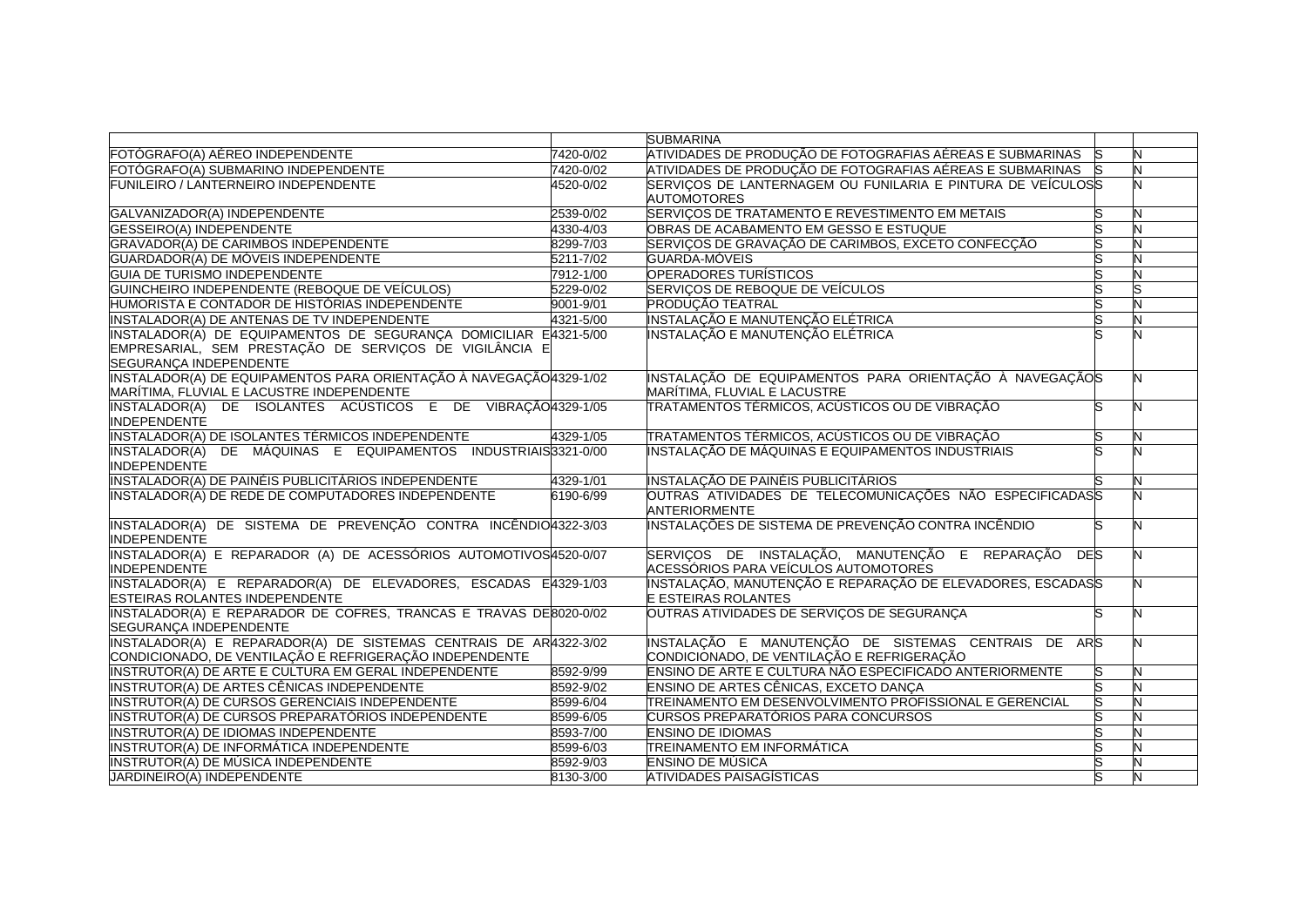| | | | | |
|---|---|---|---|---|
| | | SUBMARINA | | |
| FOTÓGRAFO(A) AÉREO INDEPENDENTE | 7420-0/02 | ATIVIDADES DE PRODUÇÃO DE FOTOGRAFIAS AÉREAS E SUBMARINAS | S | N |
| FOTÓGRAFO(A) SUBMARINO INDEPENDENTE | 7420-0/02 | ATIVIDADES DE PRODUÇÃO DE FOTOGRAFIAS AÉREAS E SUBMARINAS | S | N |
| FUNILEIRO / LANTERNEIRO INDEPENDENTE | 4520-0/02 | SERVIÇOS DE LANTERNAGEM OU FUNILARIA E PINTURA DE VEÍCULOS AUTOMOTORES | S | N |
| GALVANIZADOR(A) INDEPENDENTE | 2539-0/02 | SERVIÇOS DE TRATAMENTO E REVESTIMENTO EM METAIS | S | N |
| GESSEIRO(A) INDEPENDENTE | 4330-4/03 | OBRAS DE ACABAMENTO EM GESSO E ESTUQUE | S | N |
| GRAVADOR(A) DE CARIMBOS INDEPENDENTE | 8299-7/03 | SERVIÇOS DE GRAVAÇÃO DE CARIMBOS, EXCETO CONFECÇÃO | S | N |
| GUARDADOR(A) DE MÓVEIS INDEPENDENTE | 5211-7/02 | GUARDA-MÓVEIS | S | N |
| GUIA DE TURISMO INDEPENDENTE | 7912-1/00 | OPERADORES TURÍSTICOS | S | N |
| GUINCHEIRO INDEPENDENTE (REBOQUE DE VEÍCULOS) | 5229-0/02 | SERVIÇOS DE REBOQUE DE VEÍCULOS | S | S |
| HUMORISTA E CONTADOR DE HISTÓRIAS INDEPENDENTE | 9001-9/01 | PRODUÇÃO TEATRAL | S | N |
| INSTALADOR(A) DE ANTENAS DE TV INDEPENDENTE | 4321-5/00 | INSTALAÇÃO E MANUTENÇÃO ELÉTRICA | S | N |
| INSTALADOR(A) DE EQUIPAMENTOS DE SEGURANÇA DOMICILIAR E EMPRESARIAL, SEM PRESTAÇÃO DE SERVIÇOS DE VIGILÂNCIA E SEGURANÇA INDEPENDENTE | 4321-5/00 | INSTALAÇÃO E MANUTENÇÃO ELÉTRICA | S | N |
| INSTALADOR(A) DE EQUIPAMENTOS PARA ORIENTAÇÃO À NAVEGAÇÃO MARÍTIMA, FLUVIAL E LACUSTRE INDEPENDENTE | 4329-1/02 | INSTALAÇÃO DE EQUIPAMENTOS PARA ORIENTAÇÃO À NAVEGAÇÃO MARÍTIMA, FLUVIAL E LACUSTRE | S | N |
| INSTALADOR(A) DE ISOLANTES ACÚSTICOS E DE VIBRAÇÃO INDEPENDENTE | 4329-1/05 | TRATAMENTOS TÉRMICOS, ACÚSTICOS OU DE VIBRAÇÃO | S | N |
| INSTALADOR(A) DE ISOLANTES TÉRMICOS INDEPENDENTE | 4329-1/05 | TRATAMENTOS TÉRMICOS, ACÚSTICOS OU DE VIBRAÇÃO | S | N |
| INSTALADOR(A) DE MÁQUINAS E EQUIPAMENTOS INDUSTRIAIS INDEPENDENTE | 3321-0/00 | INSTALAÇÃO DE MÁQUINAS E EQUIPAMENTOS INDUSTRIAIS | S | N |
| INSTALADOR(A) DE PAINÉIS PUBLICITÁRIOS INDEPENDENTE | 4329-1/01 | INSTALAÇÃO DE PAINÉIS PUBLICITÁRIOS | S | N |
| INSTALADOR(A) DE REDE DE COMPUTADORES INDEPENDENTE | 6190-6/99 | OUTRAS ATIVIDADES DE TELECOMUNICAÇÕES NÃO ESPECIFICADAS ANTERIORMENTE | S | N |
| INSTALADOR(A) DE SISTEMA DE PREVENÇÃO CONTRA INCÊNDIO INDEPENDENTE | 4322-3/03 | INSTALAÇÕES DE SISTEMA DE PREVENÇÃO CONTRA INCÊNDIO | S | N |
| INSTALADOR(A) E REPARADOR (A) DE ACESSÓRIOS AUTOMOTIVOS INDEPENDENTE | 4520-0/07 | SERVIÇOS DE INSTALAÇÃO, MANUTENÇÃO E REPARAÇÃO DE ACESSÓRIOS PARA VEÍCULOS AUTOMOTORES | S | N |
| INSTALADOR(A) E REPARADOR(A) DE ELEVADORES, ESCADAS E ESTEIRAS ROLANTES INDEPENDENTE | 4329-1/03 | INSTALAÇÃO, MANUTENÇÃO E REPARAÇÃO DE ELEVADORES, ESCADAS E ESTEIRAS ROLANTES | S | N |
| INSTALADOR(A) E REPARADOR DE COFRES, TRANCAS E TRAVAS DE SEGURANÇA INDEPENDENTE | 8020-0/02 | OUTRAS ATIVIDADES DE SERVIÇOS DE SEGURANÇA | S | N |
| INSTALADOR(A) E REPARADOR(A) DE SISTEMAS CENTRAIS DE AR CONDICIONADO, DE VENTILAÇÃO E REFRIGERAÇÃO INDEPENDENTE | 4322-3/02 | INSTALAÇÃO E MANUTENÇÃO DE SISTEMAS CENTRAIS DE AR CONDICIONADO, DE VENTILAÇÃO E REFRIGERAÇÃO | S | N |
| INSTRUTOR(A) DE ARTE E CULTURA EM GERAL INDEPENDENTE | 8592-9/99 | ENSINO DE ARTE E CULTURA NÃO ESPECIFICADO ANTERIORMENTE | S | N |
| INSTRUTOR(A) DE ARTES CÊNICAS INDEPENDENTE | 8592-9/02 | ENSINO DE ARTES CÊNICAS, EXCETO DANÇA | S | N |
| INSTRUTOR(A) DE CURSOS GERENCIAIS INDEPENDENTE | 8599-6/04 | TREINAMENTO EM DESENVOLVIMENTO PROFISSIONAL E GERENCIAL | S | N |
| INSTRUTOR(A) DE CURSOS PREPARATÓRIOS INDEPENDENTE | 8599-6/05 | CURSOS PREPARATÓRIOS PARA CONCURSOS | S | N |
| INSTRUTOR(A) DE IDIOMAS INDEPENDENTE | 8593-7/00 | ENSINO DE IDIOMAS | S | N |
| INSTRUTOR(A) DE INFORMÁTICA INDEPENDENTE | 8599-6/03 | TREINAMENTO EM INFORMÁTICA | S | N |
| INSTRUTOR(A) DE MÚSICA INDEPENDENTE | 8592-9/03 | ENSINO DE MÚSICA | S | N |
| JARDINEIRO(A) INDEPENDENTE | 8130-3/00 | ATIVIDADES PAISAGÍSTICAS | S | N |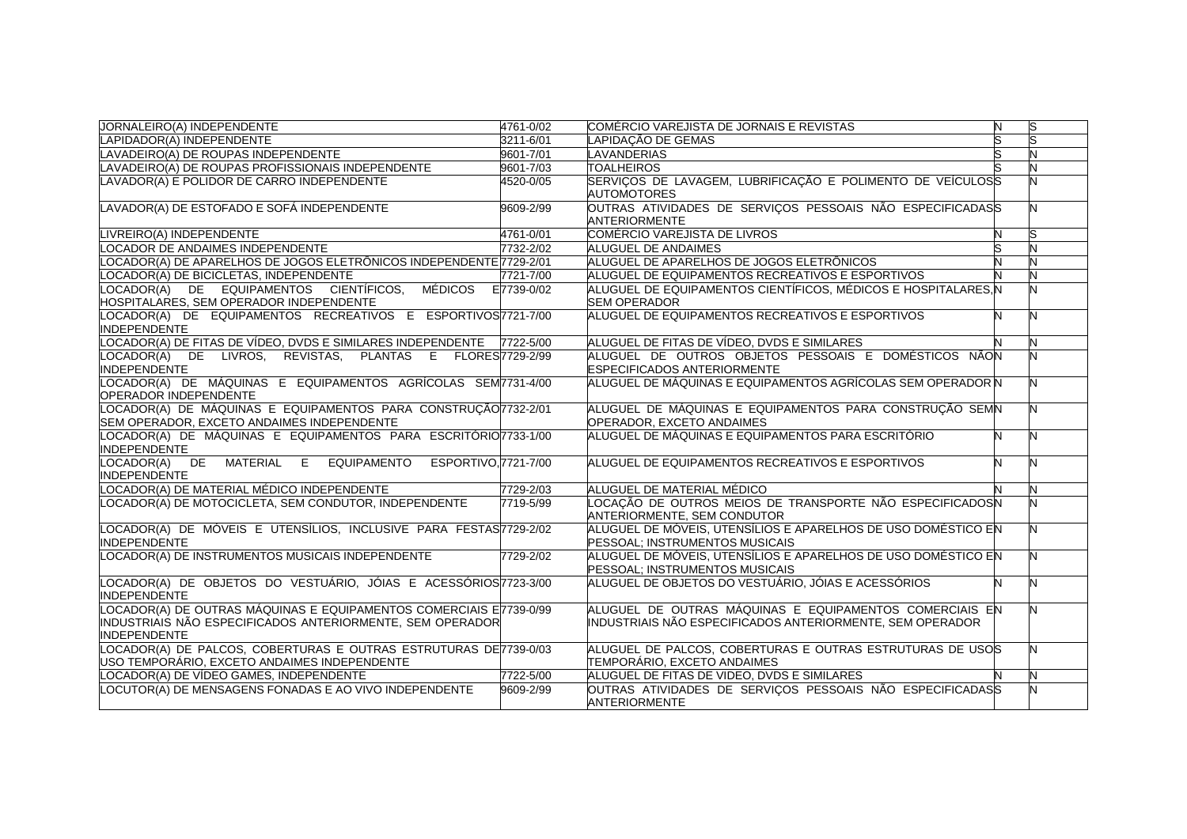| | | | | |
|---|---|---|---|---|
| JORNALEIRO(A) INDEPENDENTE | 4761-0/02 | COMÉRCIO VAREJISTA DE JORNAIS E REVISTAS | N | S |
| LAPIDADOR(A) INDEPENDENTE | 3211-6/01 | LAPIDAÇÃO DE GEMAS | S | S |
| LAVADEIRO(A) DE ROUPAS INDEPENDENTE | 9601-7/01 | LAVANDERIAS | S | N |
| LAVADEIRO(A) DE ROUPAS PROFISSIONAIS INDEPENDENTE | 9601-7/03 | TOALHEIROS | S | N |
| LAVADOR(A) E POLIDOR DE CARRO INDEPENDENTE | 4520-0/05 | SERVIÇOS DE LAVAGEM, LUBRIFICAÇÃO E POLIMENTO DE VEÍCULOS AUTOMOTORES | S | N |
| LAVADOR(A) DE ESTOFADO E SOFÁ INDEPENDENTE | 9609-2/99 | OUTRAS ATIVIDADES DE SERVIÇOS PESSOAIS NÃO ESPECIFICADAS ANTERIORMENTE | S | N |
| LIVREIRO(A) INDEPENDENTE | 4761-0/01 | COMÉRCIO VAREJISTA DE LIVROS | N | S |
| LOCADOR DE ANDAIMES INDEPENDENTE | 7732-2/02 | ALUGUEL DE ANDAIMES | S | N |
| LOCADOR(A) DE APARELHOS DE JOGOS ELETRÔNICOS INDEPENDENTE | 7729-2/01 | ALUGUEL DE APARELHOS DE JOGOS ELETRÔNICOS | N | N |
| LOCADOR(A) DE BICICLETAS, INDEPENDENTE | 7721-7/00 | ALUGUEL DE EQUIPAMENTOS RECREATIVOS E ESPORTIVOS | N | N |
| LOCADOR(A) DE EQUIPAMENTOS CIENTÍFICOS, MÉDICOS E HOSPITALARES, SEM OPERADOR INDEPENDENTE | 7739-0/02 | ALUGUEL DE EQUIPAMENTOS CIENTÍFICOS, MÉDICOS E HOSPITALARES, SEM OPERADOR | N | N |
| LOCADOR(A) DE EQUIPAMENTOS RECREATIVOS E ESPORTIVOS INDEPENDENTE | 7721-7/00 | ALUGUEL DE EQUIPAMENTOS RECREATIVOS E ESPORTIVOS | N | N |
| LOCADOR(A) DE FITAS DE VÍDEO, DVDS E SIMILARES INDEPENDENTE | 7722-5/00 | ALUGUEL DE FITAS DE VÍDEO, DVDS E SIMILARES | N | N |
| LOCADOR(A) DE LIVROS, REVISTAS, PLANTAS E FLORES INDEPENDENTE | 7729-2/99 | ALUGUEL DE OUTROS OBJETOS PESSOAIS E DOMÉSTICOS NÃO ESPECIFICADOS ANTERIORMENTE | N | N |
| LOCADOR(A) DE MÁQUINAS E EQUIPAMENTOS AGRÍCOLAS SEM OPERADOR INDEPENDENTE | 7731-4/00 | ALUGUEL DE MÁQUINAS E EQUIPAMENTOS AGRÍCOLAS SEM OPERADOR | N | N |
| LOCADOR(A) DE MÁQUINAS E EQUIPAMENTOS PARA CONSTRUÇÃO SEM OPERADOR, EXCETO ANDAIMES INDEPENDENTE | 7732-2/01 | ALUGUEL DE MÁQUINAS E EQUIPAMENTOS PARA CONSTRUÇÃO SEM OPERADOR, EXCETO ANDAIMES | N | N |
| LOCADOR(A) DE MÁQUINAS E EQUIPAMENTOS PARA ESCRITÓRIO INDEPENDENTE | 7733-1/00 | ALUGUEL DE MÁQUINAS E EQUIPAMENTOS PARA ESCRITÓRIO | N | N |
| LOCADOR(A) DE MATERIAL E EQUIPAMENTO ESPORTIVO, INDEPENDENTE | 7721-7/00 | ALUGUEL DE EQUIPAMENTOS RECREATIVOS E ESPORTIVOS | N | N |
| LOCADOR(A) DE MATERIAL MÉDICO INDEPENDENTE | 7729-2/03 | ALUGUEL DE MATERIAL MÉDICO | N | N |
| LOCADOR(A) DE MOTOCICLETA, SEM CONDUTOR, INDEPENDENTE | 7719-5/99 | LOCAÇÃO DE OUTROS MEIOS DE TRANSPORTE NÃO ESPECIFICADOS ANTERIORMENTE, SEM CONDUTOR | N | N |
| LOCADOR(A) DE MÓVEIS E UTENSÍLIOS, INCLUSIVE PARA FESTAS INDEPENDENTE | 7729-2/02 | ALUGUEL DE MÓVEIS, UTENSÍLIOS E APARELHOS DE USO DOMÉSTICO E PESSOAL; INSTRUMENTOS MUSICAIS | N | N |
| LOCADOR(A) DE INSTRUMENTOS MUSICAIS INDEPENDENTE | 7729-2/02 | ALUGUEL DE MÓVEIS, UTENSÍLIOS E APARELHOS DE USO DOMÉSTICO E PESSOAL; INSTRUMENTOS MUSICAIS | N | N |
| LOCADOR(A) DE OBJETOS DO VESTUÁRIO, JÓIAS E ACESSÓRIOS INDEPENDENTE | 7723-3/00 | ALUGUEL DE OBJETOS DO VESTUÁRIO, JÓIAS E ACESSÓRIOS | N | N |
| LOCADOR(A) DE OUTRAS MÁQUINAS E EQUIPAMENTOS COMERCIAIS E INDUSTRIAIS NÃO ESPECIFICADOS ANTERIORMENTE, SEM OPERADOR INDEPENDENTE | 7739-0/99 | ALUGUEL DE OUTRAS MÁQUINAS E EQUIPAMENTOS COMERCIAIS E INDUSTRIAIS NÃO ESPECIFICADOS ANTERIORMENTE, SEM OPERADOR | N | N |
| LOCADOR(A) DE PALCOS, COBERTURAS E OUTRAS ESTRUTURAS DE USO TEMPORÁRIO, EXCETO ANDAIMES INDEPENDENTE | 7739-0/03 | ALUGUEL DE PALCOS, COBERTURAS E OUTRAS ESTRUTURAS DE USO TEMPORÁRIO, EXCETO ANDAIMES | S | N |
| LOCADOR(A) DE VÍDEO GAMES, INDEPENDENTE | 7722-5/00 | ALUGUEL DE FITAS DE VIDEO, DVDS E SIMILARES | N | N |
| LOCUTOR(A) DE MENSAGENS FONADAS E AO VIVO INDEPENDENTE | 9609-2/99 | OUTRAS ATIVIDADES DE SERVIÇOS PESSOAIS NÃO ESPECIFICADAS ANTERIORMENTE | S | N |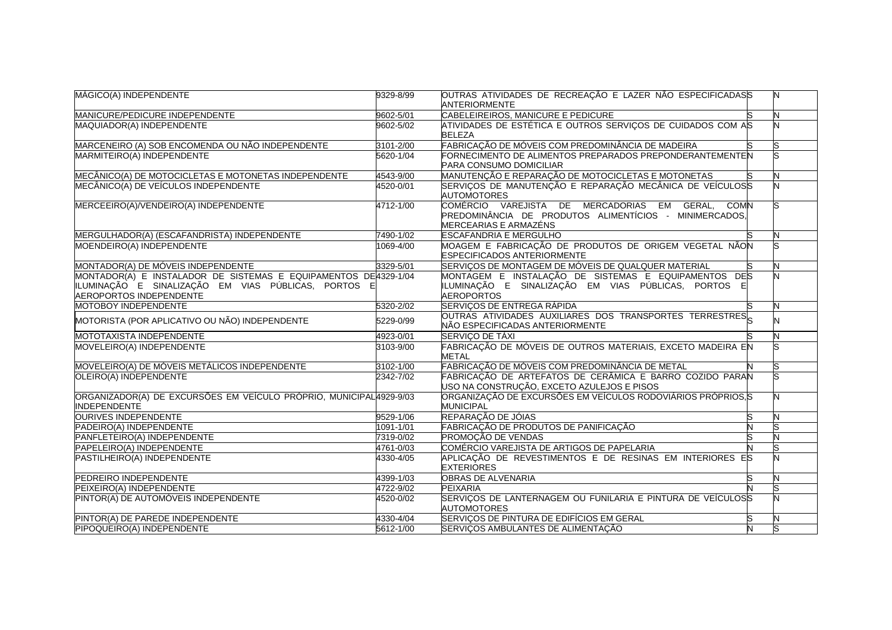| | | | | |
|---|---|---|---|---|
| MÁGICO(A) INDEPENDENTE | 9329-8/99 | OUTRAS ATIVIDADES DE RECREAÇÃO E LAZER NÃO ESPECIFICADAS ANTERIORMENTE | S | N |
| MANICURE/PEDICURE INDEPENDENTE | 9602-5/01 | CABELEIREIROS, MANICURE E PEDICURE | S | N |
| MAQUIADOR(A) INDEPENDENTE | 9602-5/02 | ATIVIDADES DE ESTÉTICA E OUTROS SERVIÇOS DE CUIDADOS COM A BELEZA | S | N |
| MARCENEIRO (A) SOB ENCOMENDA OU NÃO INDEPENDENTE | 3101-2/00 | FABRICAÇÃO DE MÓVEIS COM PREDOMINÂNCIA DE MADEIRA | S | S |
| MARMITEIRO(A) INDEPENDENTE | 5620-1/04 | FORNECIMENTO DE ALIMENTOS PREPARADOS PREPONDERANTEMENTE PARA CONSUMO DOMICILIAR | N | S |
| MECÂNICO(A) DE MOTOCICLETAS E MOTONETAS INDEPENDENTE | 4543-9/00 | MANUTENÇÃO E REPARAÇÃO DE MOTOCICLETAS E MOTONETAS | S | N |
| MECÂNICO(A) DE VEÍCULOS INDEPENDENTE | 4520-0/01 | SERVIÇOS DE MANUTENÇÃO E REPARAÇÃO MECÂNICA DE VEÍCULOS AUTOMOTORES | S | N |
| MERCEEIRO(A)/VENDEIRO(A) INDEPENDENTE | 4712-1/00 | COMÉRCIO VAREJISTA DE MERCADORIAS EM GERAL, COM PREDOMINÂNCIA DE PRODUTOS ALIMENTÍCIOS - MINIMERCADOS, MERCEARIAS E ARMAZÉNS | N | S |
| MERGULHADOR(A) (ESCAFANDRISTA) INDEPENDENTE | 7490-1/02 | ESCAFANDRIA E MERGULHO | S | N |
| MOENDEIRO(A) INDEPENDENTE | 1069-4/00 | MOAGEM E FABRICAÇÃO DE PRODUTOS DE ORIGEM VEGETAL NÃO ESPECIFICADOS ANTERIORMENTE | N | S |
| MONTADOR(A) DE MÓVEIS INDEPENDENTE | 3329-5/01 | SERVIÇOS DE MONTAGEM DE MÓVEIS DE QUALQUER MATERIAL | S | N |
| MONTADOR(A) E INSTALADOR DE SISTEMAS E EQUIPAMENTOS DE ILUMINAÇÃO E SINALIZAÇÃO EM VIAS PÚBLICAS, PORTOS E AEROPORTOS INDEPENDENTE | 4329-1/04 | MONTAGEM E INSTALAÇÃO DE SISTEMAS E EQUIPAMENTOS DE ILUMINAÇÃO E SINALIZAÇÃO EM VIAS PÚBLICAS, PORTOS E AEROPORTOS | S | N |
| MOTOBOY INDEPENDENTE | 5320-2/02 | SERVIÇOS DE ENTREGA RÁPIDA | S | N |
| MOTORISTA (POR APLICATIVO OU NÃO) INDEPENDENTE | 5229-0/99 | OUTRAS ATIVIDADES AUXILIARES DOS TRANSPORTES TERRESTRES NÃO ESPECIFICADAS ANTERIORMENTE | S | N |
| MOTOTAXISTA INDEPENDENTE | 4923-0/01 | SERVIÇO DE TÁXI | S | N |
| MOVELEIRO(A) INDEPENDENTE | 3103-9/00 | FABRICAÇÃO DE MÓVEIS DE OUTROS MATERIAIS, EXCETO MADEIRA E METAL | N | S |
| MOVELEIRO(A) DE MÓVEIS METÁLICOS INDEPENDENTE | 3102-1/00 | FABRICAÇÃO DE MÓVEIS COM PREDOMINÂNCIA DE METAL | N | S |
| OLEIRO(A) INDEPENDENTE | 2342-7/02 | FABRICAÇÃO DE ARTEFATOS DE CERÂMICA E BARRO COZIDO PARA USO NA CONSTRUÇÃO, EXCETO AZULEJOS E PISOS | N | S |
| ORGANIZADOR(A) DE EXCURSÕES EM VEÍCULO PRÓPRIO, MUNICIPAL INDEPENDENTE | 4929-9/03 | ORGANIZAÇÃO DE EXCURSÕES EM VEÍCULOS RODOVIÁRIOS PRÓPRIOS, MUNICIPAL | S | N |
| OURIVES INDEPENDENTE | 9529-1/06 | REPARAÇÃO DE JÓIAS | S | N |
| PADEIRO(A) INDEPENDENTE | 1091-1/01 | FABRICAÇÃO DE PRODUTOS DE PANIFICAÇÃO | N | S |
| PANFLETEIRO(A) INDEPENDENTE | 7319-0/02 | PROMOÇÃO DE VENDAS | S | N |
| PAPELEIRO(A) INDEPENDENTE | 4761-0/03 | COMÉRCIO VAREJISTA DE ARTIGOS DE PAPELARIA | N | S |
| PASTILHEIRO(A) INDEPENDENTE | 4330-4/05 | APLICAÇÃO DE REVESTIMENTOS E DE RESINAS EM INTERIORES E EXTERIORES | S | N |
| PEDREIRO INDEPENDENTE | 4399-1/03 | OBRAS DE ALVENARIA | S | N |
| PEIXEIRO(A) INDEPENDENTE | 4722-9/02 | PEIXARIA | N | S |
| PINTOR(A) DE AUTOMÓVEIS INDEPENDENTE | 4520-0/02 | SERVIÇOS DE LANTERNAGEM OU FUNILARIA E PINTURA DE VEÍCULOS AUTOMOTORES | S | N |
| PINTOR(A) DE PAREDE INDEPENDENTE | 4330-4/04 | SERVIÇOS DE PINTURA DE EDIFÍCIOS EM GERAL | S | N |
| PIPOQUEIRO(A) INDEPENDENTE | 5612-1/00 | SERVIÇOS AMBULANTES DE ALIMENTAÇÃO | N | S |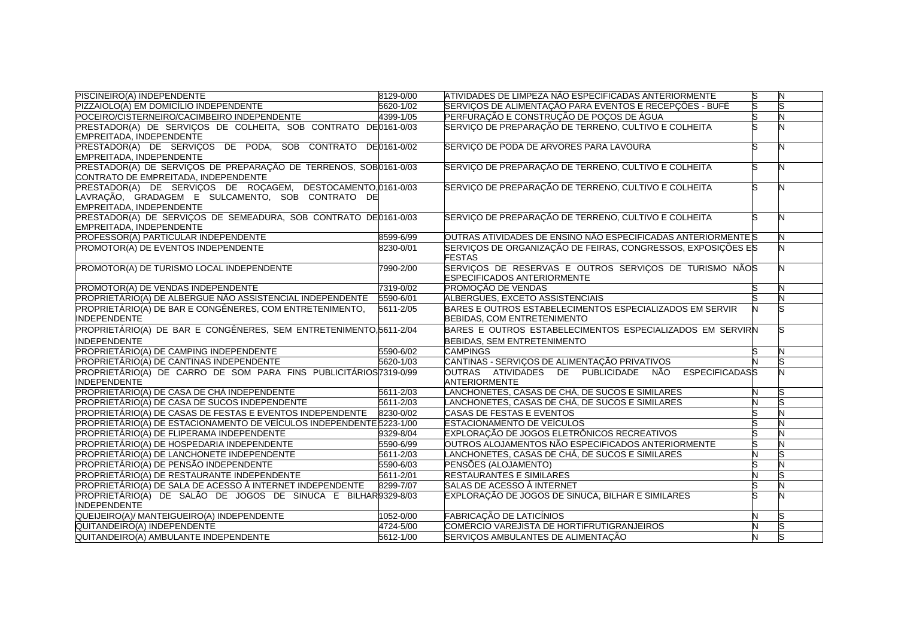| | | | | |
|---|---|---|---|---|
| PISCINEIRO(A) INDEPENDENTE | 8129-0/00 | ATIVIDADES DE LIMPEZA NÃO ESPECIFICADAS ANTERIORMENTE | S | N |
| PIZZAIOLO(A) EM DOMICÍLIO INDEPENDENTE | 5620-1/02 | SERVIÇOS DE ALIMENTAÇÃO PARA EVENTOS E RECEPÇÕES - BUFÊ | S | S |
| POCEIRO/CISTERNEIRO/CACIMBEIRO INDEPENDENTE | 4399-1/05 | PERFURAÇÃO E CONSTRUÇÃO DE POÇOS DE ÁGUA | S | N |
| PRESTADOR(A) DE SERVIÇOS DE COLHEITA, SOB CONTRATO DE EMPREITADA, INDEPENDENTE | 0161-0/03 | SERVIÇO DE PREPARAÇÃO DE TERRENO, CULTIVO E COLHEITA | S | N |
| PRESTADOR(A) DE SERVIÇOS DE PODA, SOB CONTRATO DE EMPREITADA, INDEPENDENTE | 0161-0/02 | SERVIÇO DE PODA DE ARVORES PARA LAVOURA | S | N |
| PRESTADOR(A) DE SERVIÇOS DE PREPARAÇÃO DE TERRENOS, SOB CONTRATO DE EMPREITADA, INDEPENDENTE | 0161-0/03 | SERVIÇO DE PREPARAÇÃO DE TERRENO, CULTIVO E COLHEITA | S | N |
| PRESTADOR(A) DE SERVIÇOS DE ROÇAGEM, DESTOCAMENTO, LAVRAÇÃO, GRADAGEM E SULCAMENTO, SOB CONTRATO DE EMPREITADA, INDEPENDENTE | 0161-0/03 | SERVIÇO DE PREPARAÇÃO DE TERRENO, CULTIVO E COLHEITA | S | N |
| PRESTADOR(A) DE SERVIÇOS DE SEMEADURA, SOB CONTRATO DE EMPREITADA, INDEPENDENTE | 0161-0/03 | SERVIÇO DE PREPARAÇÃO DE TERRENO, CULTIVO E COLHEITA | S | N |
| PROFESSOR(A) PARTICULAR INDEPENDENTE | 8599-6/99 | OUTRAS ATIVIDADES DE ENSINO NÃO ESPECIFICADAS ANTERIORMENTE | S | N |
| PROMOTOR(A) DE EVENTOS INDEPENDENTE | 8230-0/01 | SERVIÇOS DE ORGANIZAÇÃO DE FEIRAS, CONGRESSOS, EXPOSIÇÕES E FESTAS | S | N |
| PROMOTOR(A) DE TURISMO LOCAL INDEPENDENTE | 7990-2/00 | SERVIÇOS DE RESERVAS E OUTROS SERVIÇOS DE TURISMO NÃO ESPECIFICADOS ANTERIORMENTE | S | N |
| PROMOTOR(A) DE VENDAS INDEPENDENTE | 7319-0/02 | PROMOÇÃO DE VENDAS | S | N |
| PROPRIETÁRIO(A) DE ALBERGUE NÃO ASSISTENCIAL INDEPENDENTE | 5590-6/01 | ALBERGUES, EXCETO ASSISTENCIAIS | S | N |
| PROPRIETÁRIO(A) DE BAR E CONGÊNERES, COM ENTRETENIMENTO, INDEPENDENTE | 5611-2/05 | BARES E OUTROS ESTABELECIMENTOS ESPECIALIZADOS EM SERVIR BEBIDAS, COM ENTRETENIMENTO | N | S |
| PROPRIETÁRIO(A) DE BAR E CONGÊNERES, SEM ENTRETENIMENTO, INDEPENDENTE | 5611-2/04 | BARES E OUTROS ESTABELECIMENTOS ESPECIALIZADOS EM SERVIR BEBIDAS, SEM ENTRETENIMENTO | N | S |
| PROPRIETÁRIO(A) DE CAMPING INDEPENDENTE | 5590-6/02 | CAMPINGS | S | N |
| PROPRIETÁRIO(A) DE CANTINAS INDEPENDENTE | 5620-1/03 | CANTINAS - SERVIÇOS DE ALIMENTAÇÃO PRIVATIVOS | N | S |
| PROPRIETÁRIO(A) DE CARRO DE SOM PARA FINS PUBLICITÁRIOS INDEPENDENTE | 7319-0/99 | OUTRAS ATIVIDADES DE PUBLICIDADE NÃO ESPECIFICADAS ANTERIORMENTE | S | N |
| PROPRIETÁRIO(A) DE CASA DE CHÁ INDEPENDENTE | 5611-2/03 | LANCHONETES, CASAS DE CHÁ, DE SUCOS E SIMILARES | N | S |
| PROPRIETÁRIO(A) DE CASA DE SUCOS INDEPENDENTE | 5611-2/03 | LANCHONETES, CASAS DE CHÁ, DE SUCOS E SIMILARES | N | S |
| PROPRIETÁRIO(A) DE CASAS DE FESTAS E EVENTOS INDEPENDENTE | 8230-0/02 | CASAS DE FESTAS E EVENTOS | S | N |
| PROPRIETÁRIO(A) DE ESTACIONAMENTO DE VEÍCULOS INDEPENDENTE | 5223-1/00 | ESTACIONAMENTO DE VEÍCULOS | S | N |
| PROPRIETÁRIO(A) DE FLIPERAMA INDEPENDENTE | 9329-8/04 | EXPLORAÇÃO DE JOGOS ELETRÔNICOS RECREATIVOS | S | N |
| PROPRIETÁRIO(A) DE HOSPEDARIA INDEPENDENTE | 5590-6/99 | OUTROS ALOJAMENTOS NÃO ESPECIFICADOS ANTERIORMENTE | S | N |
| PROPRIETÁRIO(A) DE LANCHONETE INDEPENDENTE | 5611-2/03 | LANCHONETES, CASAS DE CHÁ, DE SUCOS E SIMILARES | N | S |
| PROPRIETÁRIO(A) DE PENSÃO INDEPENDENTE | 5590-6/03 | PENSÕES (ALOJAMENTO) | S | N |
| PROPRIETÁRIO(A) DE RESTAURANTE INDEPENDENTE | 5611-2/01 | RESTAURANTES E SIMILARES | N | S |
| PROPRIETÁRIO(A) DE SALA DE ACESSO À INTERNET INDEPENDENTE | 8299-7/07 | SALAS DE ACESSO À INTERNET | S | N |
| PROPRIETÁRIO(A) DE SALÃO DE JOGOS DE SINUCA E BILHAR INDEPENDENTE | 9329-8/03 | EXPLORAÇÃO DE JOGOS DE SINUCA, BILHAR E SIMILARES | S | N |
| QUEIJEIRO(A)/ MANTEIGUEIRO(A) INDEPENDENTE | 1052-0/00 | FABRICAÇÃO DE LATICÍNIOS | N | S |
| QUITANDEIRO(A) INDEPENDENTE | 4724-5/00 | COMÉRCIO VAREJISTA DE HORTIFRUTIGRANJEIROS | N | S |
| QUITANDEIRO(A) AMBULANTE INDEPENDENTE | 5612-1/00 | SERVIÇOS AMBULANTES DE ALIMENTAÇÃO | N | S |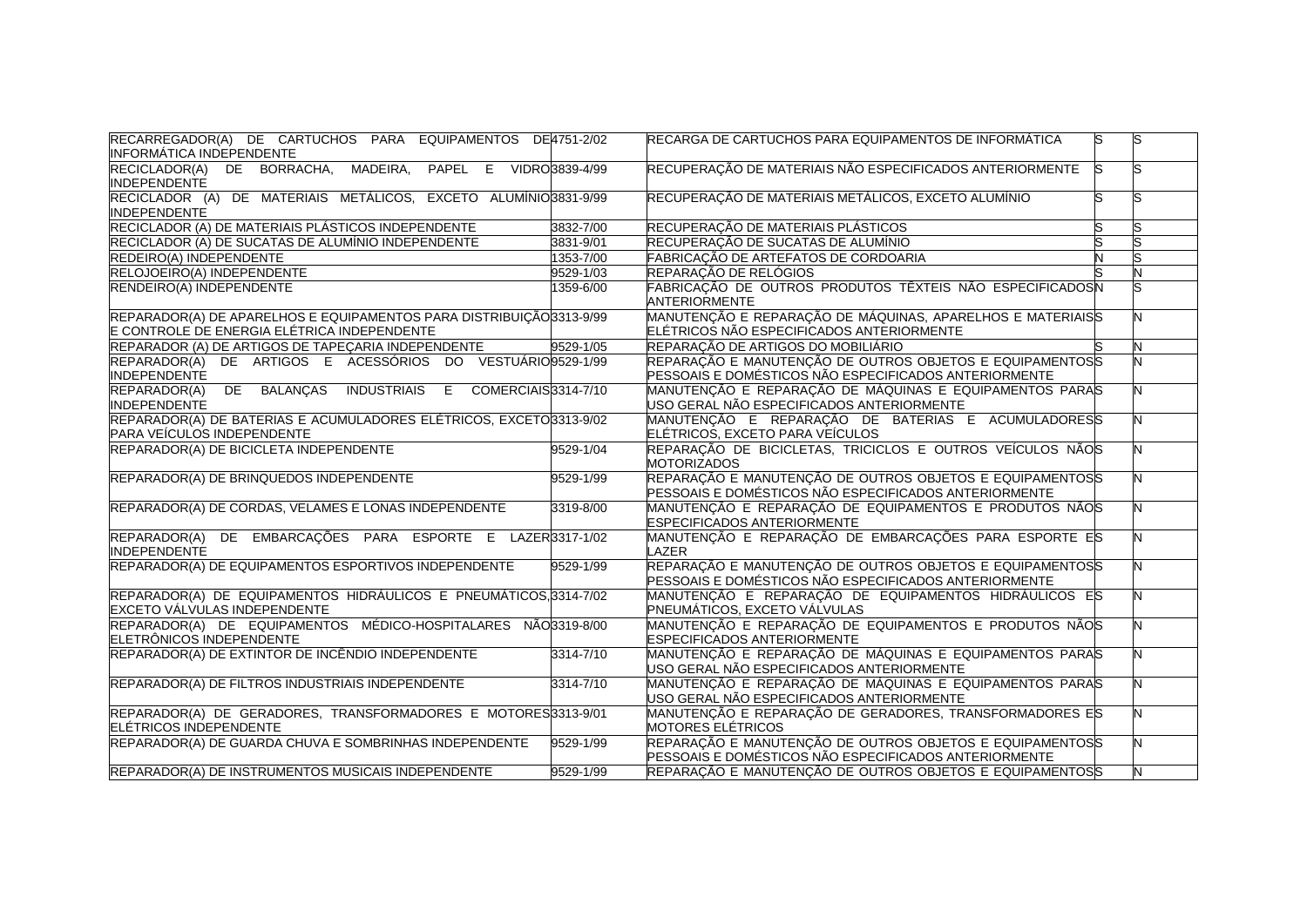| | | | | |
|---|---|---|---|---|
| RECARREGADOR(A) DE CARTUCHOS PARA EQUIPAMENTOS DE INFORMÁTICA INDEPENDENTE | 4751-2/02 | RECARGA DE CARTUCHOS PARA EQUIPAMENTOS DE INFORMÁTICA | S | S |
| RECICLADOR(A) DE BORRACHA, MADEIRA, PAPEL E VIDRO INDEPENDENTE | 3839-4/99 | RECUPERAÇÃO DE MATERIAIS NÃO ESPECIFICADOS ANTERIORMENTE | S | S |
| RECICLADOR (A) DE MATERIAIS METÁLICOS, EXCETO ALUMÍNIO INDEPENDENTE | 3831-9/99 | RECUPERAÇÃO DE MATERIAIS METÁLICOS, EXCETO ALUMÍNIO | S | S |
| RECICLADOR (A) DE MATERIAIS PLÁSTICOS INDEPENDENTE | 3832-7/00 | RECUPERAÇÃO DE MATERIAIS PLÁSTICOS | S | S |
| RECICLADOR (A) DE SUCATAS DE ALUMÍNIO INDEPENDENTE | 3831-9/01 | RECUPERAÇÃO DE SUCATAS DE ALUMÍNIO | S | S |
| REDEIRO(A) INDEPENDENTE | 1353-7/00 | FABRICAÇÃO DE ARTEFATOS DE CORDOARIA | N | S |
| RELOJOEIRO(A) INDEPENDENTE | 9529-1/03 | REPARAÇÃO DE RELÓGIOS | S | N |
| RENDEIRO(A) INDEPENDENTE | 1359-6/00 | FABRICAÇÃO DE OUTROS PRODUTOS TÊXTEIS NÃO ESPECIFICADOS ANTERIORMENTE | N | S |
| REPARADOR(A) DE APARELHOS E EQUIPAMENTOS PARA DISTRIBUIÇÃO E CONTROLE DE ENERGIA ELÉTRICA INDEPENDENTE | 3313-9/99 | MANUTENÇÃO E REPARAÇÃO DE MÁQUINAS, APARELHOS E MATERIAIS ELÉTRICOS NÃO ESPECIFICADOS ANTERIORMENTE | S | N |
| REPARADOR (A) DE ARTIGOS DE TAPEÇARIA INDEPENDENTE | 9529-1/05 | REPARAÇÃO DE ARTIGOS DO MOBILIÁRIO | S | N |
| REPARADOR(A) DE ARTIGOS E ACESSÓRIOS DO VESTUÁRIO INDEPENDENTE | 9529-1/99 | REPARAÇÃO E MANUTENÇÃO DE OUTROS OBJETOS E EQUIPAMENTOS PESSOAIS E DOMÉSTICOS NÃO ESPECIFICADOS ANTERIORMENTE | S | N |
| REPARADOR(A) DE BALANÇAS INDUSTRIAIS E COMERCIAIS INDEPENDENTE | 3314-7/10 | MANUTENÇÃO E REPARAÇÃO DE MÁQUINAS E EQUIPAMENTOS PARA USO GERAL NÃO ESPECIFICADOS ANTERIORMENTE | S | N |
| REPARADOR(A) DE BATERIAS E ACUMULADORES ELÉTRICOS, EXCETO PARA VEÍCULOS INDEPENDENTE | 3313-9/02 | MANUTENÇÃO E REPARAÇÃO DE BATERIAS E ACUMULADORES ELÉTRICOS, EXCETO PARA VEÍCULOS | S | N |
| REPARADOR(A) DE BICICLETA INDEPENDENTE | 9529-1/04 | REPARAÇÃO DE BICICLETAS, TRICICLOS E OUTROS VEÍCULOS NÃO MOTORIZADOS | S | N |
| REPARADOR(A) DE BRINQUEDOS INDEPENDENTE | 9529-1/99 | REPARAÇÃO E MANUTENÇÃO DE OUTROS OBJETOS E EQUIPAMENTOS PESSOAIS E DOMÉSTICOS NÃO ESPECIFICADOS ANTERIORMENTE | S | N |
| REPARADOR(A) DE CORDAS, VELAMES E LONAS INDEPENDENTE | 3319-8/00 | MANUTENÇÃO E REPARAÇÃO DE EQUIPAMENTOS E PRODUTOS NÃO ESPECIFICADOS ANTERIORMENTE | S | N |
| REPARADOR(A) DE EMBARCAÇÕES PARA ESPORTE E LAZER INDEPENDENTE | 3317-1/02 | MANUTENÇÃO E REPARAÇÃO DE EMBARCAÇÕES PARA ESPORTE E LAZER | S | N |
| REPARADOR(A) DE EQUIPAMENTOS ESPORTIVOS INDEPENDENTE | 9529-1/99 | REPARAÇÃO E MANUTENÇÃO DE OUTROS OBJETOS E EQUIPAMENTOS PESSOAIS E DOMÉSTICOS NÃO ESPECIFICADOS ANTERIORMENTE | S | N |
| REPARADOR(A) DE EQUIPAMENTOS HIDRÁULICOS E PNEUMÁTICOS, EXCETO VÁLVULAS INDEPENDENTE | 3314-7/02 | MANUTENÇÃO E REPARAÇÃO DE EQUIPAMENTOS HIDRÁULICOS E PNEUMÁTICOS, EXCETO VÁLVULAS | S | N |
| REPARADOR(A) DE EQUIPAMENTOS MÉDICO-HOSPITALARES NÃO ELETRÔNICOS INDEPENDENTE | 3319-8/00 | MANUTENÇÃO E REPARAÇÃO DE EQUIPAMENTOS E PRODUTOS NÃO ESPECIFICADOS ANTERIORMENTE | S | N |
| REPARADOR(A) DE EXTINTOR DE INCÊNDIO INDEPENDENTE | 3314-7/10 | MANUTENÇÃO E REPARAÇÃO DE MÁQUINAS E EQUIPAMENTOS PARA USO GERAL NÃO ESPECIFICADOS ANTERIORMENTE | S | N |
| REPARADOR(A) DE FILTROS INDUSTRIAIS INDEPENDENTE | 3314-7/10 | MANUTENÇÃO E REPARAÇÃO DE MÁQUINAS E EQUIPAMENTOS PARA USO GERAL NÃO ESPECIFICADOS ANTERIORMENTE | S | N |
| REPARADOR(A) DE GERADORES, TRANSFORMADORES E MOTORES ELÉTRICOS INDEPENDENTE | 3313-9/01 | MANUTENÇÃO E REPARAÇÃO DE GERADORES, TRANSFORMADORES E MOTORES ELÉTRICOS | S | N |
| REPARADOR(A) DE GUARDA CHUVA E SOMBRINHAS INDEPENDENTE | 9529-1/99 | REPARAÇÃO E MANUTENÇÃO DE OUTROS OBJETOS E EQUIPAMENTOS PESSOAIS E DOMÉSTICOS NÃO ESPECIFICADOS ANTERIORMENTE | S | N |
| REPARADOR(A) DE INSTRUMENTOS MUSICAIS INDEPENDENTE | 9529-1/99 | REPARAÇÃO E MANUTENÇÃO DE OUTROS OBJETOS E EQUIPAMENTOS | S | N |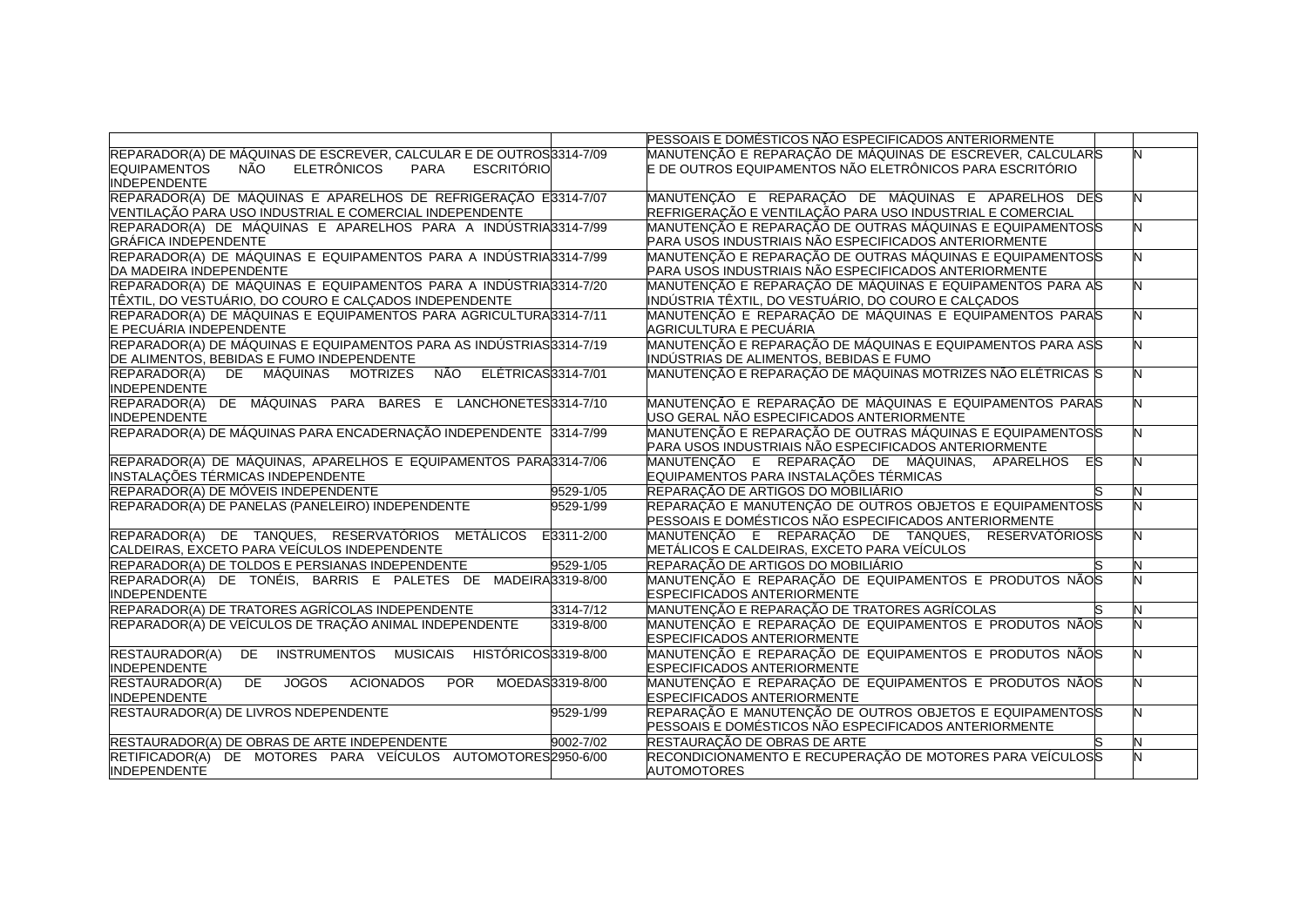| | | | | |
|---|---|---|---|---|
| | | PESSOAIS E DOMÉSTICOS NÃO ESPECIFICADOS ANTERIORMENTE | | |
| REPARADOR(A) DE MÁQUINAS DE ESCREVER, CALCULAR E DE OUTROS EQUIPAMENTOS NÃO ELETRÔNICOS PARA ESCRITÓRIO INDEPENDENTE | 3314-7/09 | MANUTENÇÃO E REPARAÇÃO DE MÁQUINAS DE ESCREVER, CALCULAR E DE OUTROS EQUIPAMENTOS NÃO ELETRÔNICOS PARA ESCRITÓRIO | S | N |
| REPARADOR(A) DE MÁQUINAS E APARELHOS DE REFRIGERAÇÃO E VENTILAÇÃO PARA USO INDUSTRIAL E COMERCIAL INDEPENDENTE | 3314-7/07 | MANUTENÇÃO E REPARAÇÃO DE MÁQUINAS E APARELHOS DE REFRIGERAÇÃO E VENTILAÇÃO PARA USO INDUSTRIAL E COMERCIAL | S | N |
| REPARADOR(A) DE MÁQUINAS E APARELHOS PARA A INDÚSTRIA GRÁFICA INDEPENDENTE | 3314-7/99 | MANUTENÇÃO E REPARAÇÃO DE OUTRAS MÁQUINAS E EQUIPAMENTOS PARA USOS INDUSTRIAIS NÃO ESPECIFICADOS ANTERIORMENTE | S | N |
| REPARADOR(A) DE MÁQUINAS E EQUIPAMENTOS PARA A INDÚSTRIA DA MADEIRA INDEPENDENTE | 3314-7/99 | MANUTENÇÃO E REPARAÇÃO DE OUTRAS MÁQUINAS E EQUIPAMENTOS PARA USOS INDUSTRIAIS NÃO ESPECIFICADOS ANTERIORMENTE | S | N |
| REPARADOR(A) DE MÁQUINAS E EQUIPAMENTOS PARA A INDÚSTRIA TÊXTIL, DO VESTUÁRIO, DO COURO E CALÇADOS INDEPENDENTE | 3314-7/20 | MANUTENÇÃO E REPARAÇÃO DE MÁQUINAS E EQUIPAMENTOS PARA A INDÚSTRIA TÊXTIL, DO VESTUÁRIO, DO COURO E CALÇADOS | S | N |
| REPARADOR(A) DE MÁQUINAS E EQUIPAMENTOS PARA AGRICULTURA E PECUÁRIA INDEPENDENTE | 3314-7/11 | MANUTENÇÃO E REPARAÇÃO DE MÁQUINAS E EQUIPAMENTOS PARA AGRICULTURA E PECUÁRIA | S | N |
| REPARADOR(A) DE MÁQUINAS E EQUIPAMENTOS PARA AS INDÚSTRIAS DE ALIMENTOS, BEBIDAS E FUMO INDEPENDENTE | 3314-7/19 | MANUTENÇÃO E REPARAÇÃO DE MÁQUINAS E EQUIPAMENTOS PARA AS INDÚSTRIAS DE ALIMENTOS, BEBIDAS E FUMO | S | N |
| REPARADOR(A) DE MÁQUINAS MOTRIZES NÃO ELÉTRICAS INDEPENDENTE | 3314-7/01 | MANUTENÇÃO E REPARAÇÃO DE MÁQUINAS MOTRIZES NÃO ELÉTRICAS | S | N |
| REPARADOR(A) DE MÁQUINAS PARA BARES E LANCHONETES INDEPENDENTE | 3314-7/10 | MANUTENÇÃO E REPARAÇÃO DE MÁQUINAS E EQUIPAMENTOS PARA USO GERAL NÃO ESPECIFICADOS ANTERIORMENTE | S | N |
| REPARADOR(A) DE MÁQUINAS PARA ENCADERNAÇÃO INDEPENDENTE | 3314-7/99 | MANUTENÇÃO E REPARAÇÃO DE OUTRAS MÁQUINAS E EQUIPAMENTOS PARA USOS INDUSTRIAIS NÃO ESPECIFICADOS ANTERIORMENTE | S | N |
| REPARADOR(A) DE MÁQUINAS, APARELHOS E EQUIPAMENTOS PARA INSTALAÇÕES TÉRMICAS INDEPENDENTE | 3314-7/06 | MANUTENÇÃO E REPARAÇÃO DE MÁQUINAS, APARELHOS E EQUIPAMENTOS PARA INSTALAÇÕES TÉRMICAS | S | N |
| REPARADOR(A) DE MÓVEIS INDEPENDENTE | 9529-1/05 | REPARAÇÃO DE ARTIGOS DO MOBILIÁRIO | S | N |
| REPARADOR(A) DE PANELAS (PANELEIRO) INDEPENDENTE | 9529-1/99 | REPARAÇÃO E MANUTENÇÃO DE OUTROS OBJETOS E EQUIPAMENTOS PESSOAIS E DOMÉSTICOS NÃO ESPECIFICADOS ANTERIORMENTE | S | N |
| REPARADOR(A) DE TANQUES, RESERVATÓRIOS METÁLICOS E CALDEIRAS, EXCETO PARA VEÍCULOS INDEPENDENTE | 3311-2/00 | MANUTENÇÃO E REPARAÇÃO DE TANQUES, RESERVATÓRIOS METÁLICOS E CALDEIRAS, EXCETO PARA VEÍCULOS | S | N |
| REPARADOR(A) DE TOLDOS E PERSIANAS INDEPENDENTE | 9529-1/05 | REPARAÇÃO DE ARTIGOS DO MOBILIÁRIO | S | N |
| REPARADOR(A) DE TONÉIS, BARRIS E PALETES DE MADEIRA INDEPENDENTE | 3319-8/00 | MANUTENÇÃO E REPARAÇÃO DE EQUIPAMENTOS E PRODUTOS NÃO ESPECIFICADOS ANTERIORMENTE | S | N |
| REPARADOR(A) DE TRATORES AGRÍCOLAS INDEPENDENTE | 3314-7/12 | MANUTENÇÃO E REPARAÇÃO DE TRATORES AGRÍCOLAS | S | N |
| REPARADOR(A) DE VEÍCULOS DE TRAÇÃO ANIMAL INDEPENDENTE | 3319-8/00 | MANUTENÇÃO E REPARAÇÃO DE EQUIPAMENTOS E PRODUTOS NÃO ESPECIFICADOS ANTERIORMENTE | S | N |
| RESTAURADOR(A) DE INSTRUMENTOS MUSICAIS HISTÓRICOS INDEPENDENTE | 3319-8/00 | MANUTENÇÃO E REPARAÇÃO DE EQUIPAMENTOS E PRODUTOS NÃO ESPECIFICADOS ANTERIORMENTE | S | N |
| RESTAURADOR(A) DE JOGOS ACIONADOS POR MOEDAS INDEPENDENTE | 3319-8/00 | MANUTENÇÃO E REPARAÇÃO DE EQUIPAMENTOS E PRODUTOS NÃO ESPECIFICADOS ANTERIORMENTE | S | N |
| RESTAURADOR(A) DE LIVROS NDEPENDENTE | 9529-1/99 | REPARAÇÃO E MANUTENÇÃO DE OUTROS OBJETOS E EQUIPAMENTOS PESSOAIS E DOMÉSTICOS NÃO ESPECIFICADOS ANTERIORMENTE | S | N |
| RESTAURADOR(A) DE OBRAS DE ARTE INDEPENDENTE | 9002-7/02 | RESTAURAÇÃO DE OBRAS DE ARTE | S | N |
| RETIFICADOR(A) DE MOTORES PARA VEÍCULOS AUTOMOTORES INDEPENDENTE | 2950-6/00 | RECONDICIONAMENTO E RECUPERAÇÃO DE MOTORES PARA VEÍCULOS AUTOMOTORES | S | N |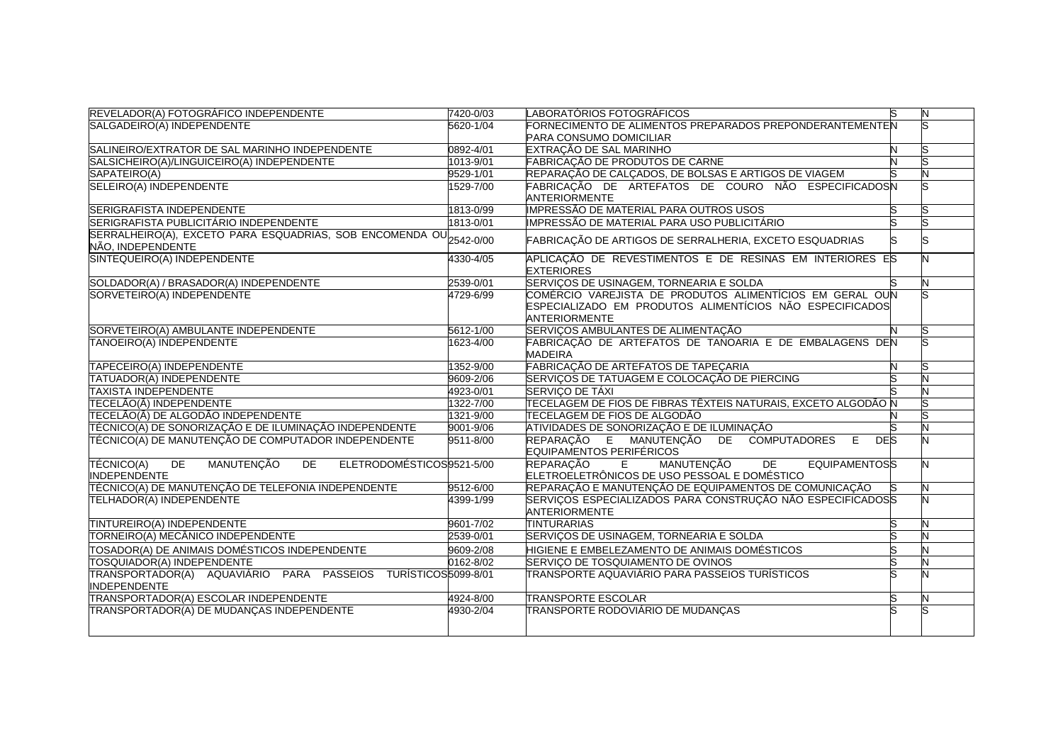| | | | | |
|---|---|---|---|---|
| REVELADOR(A) FOTOGRÁFICO INDEPENDENTE | 7420-0/03 | LABORATÓRIOS FOTOGRÁFICOS | S | N |
| SALGADEIRO(A) INDEPENDENTE | 5620-1/04 | FORNECIMENTO DE ALIMENTOS PREPARADOS PREPONDERANTEMENTE PARA CONSUMO DOMICILIAR | N | S |
| SALINEIRO/EXTRATOR DE SAL MARINHO INDEPENDENTE | 0892-4/01 | EXTRAÇÃO DE SAL MARINHO | N | S |
| SALSICHEIRO(A)/LINGUICEIRO(A) INDEPENDENTE | 1013-9/01 | FABRICAÇÃO DE PRODUTOS DE CARNE | N | S |
| SAPATEIRO(A) | 9529-1/01 | REPARAÇÃO DE CALÇADOS, DE BOLSAS E ARTIGOS DE VIAGEM | S | N |
| SELEIRO(A) INDEPENDENTE | 1529-7/00 | FABRICAÇÃO DE ARTEFATOS DE COURO NÃO ESPECIFICADOS ANTERIORMENTE | N | S |
| SERIGRAFISTA INDEPENDENTE | 1813-0/99 | IMPRESSÃO DE MATERIAL PARA OUTROS USOS | S | S |
| SERIGRAFISTA PUBLICITÁRIO INDEPENDENTE | 1813-0/01 | IMPRESSÃO DE MATERIAL PARA USO PUBLICITÁRIO | S | S |
| SERRALHEIRO(A), EXCETO PARA ESQUADRIAS, SOB ENCOMENDA OU NÃO, INDEPENDENTE | 2542-0/00 | FABRICAÇÃO DE ARTIGOS DE SERRALHERIA, EXCETO ESQUADRIAS | S | S |
| SINTEQUEIRO(A) INDEPENDENTE | 4330-4/05 | APLICAÇÃO DE REVESTIMENTOS E DE RESINAS EM INTERIORES E EXTERIORES | S | N |
| SOLDADOR(A) / BRASADOR(A) INDEPENDENTE | 2539-0/01 | SERVIÇOS DE USINAGEM, TORNEARIA E SOLDA | S | N |
| SORVETEIRO(A) INDEPENDENTE | 4729-6/99 | COMÉRCIO VAREJISTA DE PRODUTOS ALIMENTÍCIOS EM GERAL OU ESPECIALIZADO EM PRODUTOS ALIMENTÍCIOS NÃO ESPECIFICADOS ANTERIORMENTE | N | S |
| SORVETEIRO(A) AMBULANTE INDEPENDENTE | 5612-1/00 | SERVIÇOS AMBULANTES DE ALIMENTAÇÃO | N | S |
| TANOEIRO(A) INDEPENDENTE | 1623-4/00 | FABRICAÇÃO DE ARTEFATOS DE TANOARIA E DE EMBALAGENS DE MADEIRA | N | S |
| TAPECEIRO(A) INDEPENDENTE | 1352-9/00 | FABRICAÇÃO DE ARTEFATOS DE TAPEÇARIA | N | S |
| TATUADOR(A) INDEPENDENTE | 9609-2/06 | SERVIÇOS DE TATUAGEM E COLOCAÇÃO DE PIERCING | S | N |
| TAXISTA INDEPENDENTE | 4923-0/01 | SERVIÇO DE TÁXI | S | N |
| TECELÃO(Ã) INDEPENDENTE | 1322-7/00 | TECELAGEM DE FIOS DE FIBRAS TÊXTEIS NATURAIS, EXCETO ALGODÃO | N | S |
| TECELÃO(Ã) DE ALGODÃO INDEPENDENTE | 1321-9/00 | TECELAGEM DE FIOS DE ALGODÃO | N | S |
| TÉCNICO(A) DE SONORIZAÇÃO E DE ILUMINAÇÃO INDEPENDENTE | 9001-9/06 | ATIVIDADES DE SONORIZAÇÃO E DE ILUMINAÇÃO | S | N |
| TÉCNICO(A) DE MANUTENÇÃO DE COMPUTADOR INDEPENDENTE | 9511-8/00 | REPARAÇÃO E MANUTENÇÃO DE COMPUTADORES E DE EQUIPAMENTOS PERIFÉRICOS | S | N |
| TÉCNICO(A) DE MANUTENÇÃO DE ELETRODOMÉSTICOS INDEPENDENTE | 9521-5/00 | REPARAÇÃO E MANUTENÇÃO DE EQUIPAMENTOS ELETROELETRÔNICOS DE USO PESSOAL E DOMÉSTICO | S | N |
| TÉCNICO(A) DE MANUTENÇÃO DE TELEFONIA INDEPENDENTE | 9512-6/00 | REPARAÇÃO E MANUTENÇÃO DE EQUIPAMENTOS DE COMUNICAÇÃO | S | N |
| TELHADOR(A) INDEPENDENTE | 4399-1/99 | SERVIÇOS ESPECIALIZADOS PARA CONSTRUÇÃO NÃO ESPECIFICADOS ANTERIORMENTE | S | N |
| TINTUREIRO(A) INDEPENDENTE | 9601-7/02 | TINTURARIAS | S | N |
| TORNEIRO(A) MECÂNICO INDEPENDENTE | 2539-0/01 | SERVIÇOS DE USINAGEM, TORNEARIA E SOLDA | S | N |
| TOSADOR(A) DE ANIMAIS DOMÉSTICOS INDEPENDENTE | 9609-2/08 | HIGIENE E EMBELEZAMENTO DE ANIMAIS DOMÉSTICOS | S | N |
| TOSQUIADOR(A) INDEPENDENTE | 0162-8/02 | SERVIÇO DE TOSQUIAMENTO DE OVINOS | S | N |
| TRANSPORTADOR(A) AQUAVIÁRIO PARA PASSEIOS TURÍSTICOS INDEPENDENTE | 5099-8/01 | TRANSPORTE AQUAVIÁRIO PARA PASSEIOS TURÍSTICOS | S | N |
| TRANSPORTADOR(A) ESCOLAR INDEPENDENTE | 4924-8/00 | TRANSPORTE ESCOLAR | S | N |
| TRANSPORTADOR(A) DE MUDANÇAS INDEPENDENTE | 4930-2/04 | TRANSPORTE RODOVIÁRIO DE MUDANÇAS | S | S |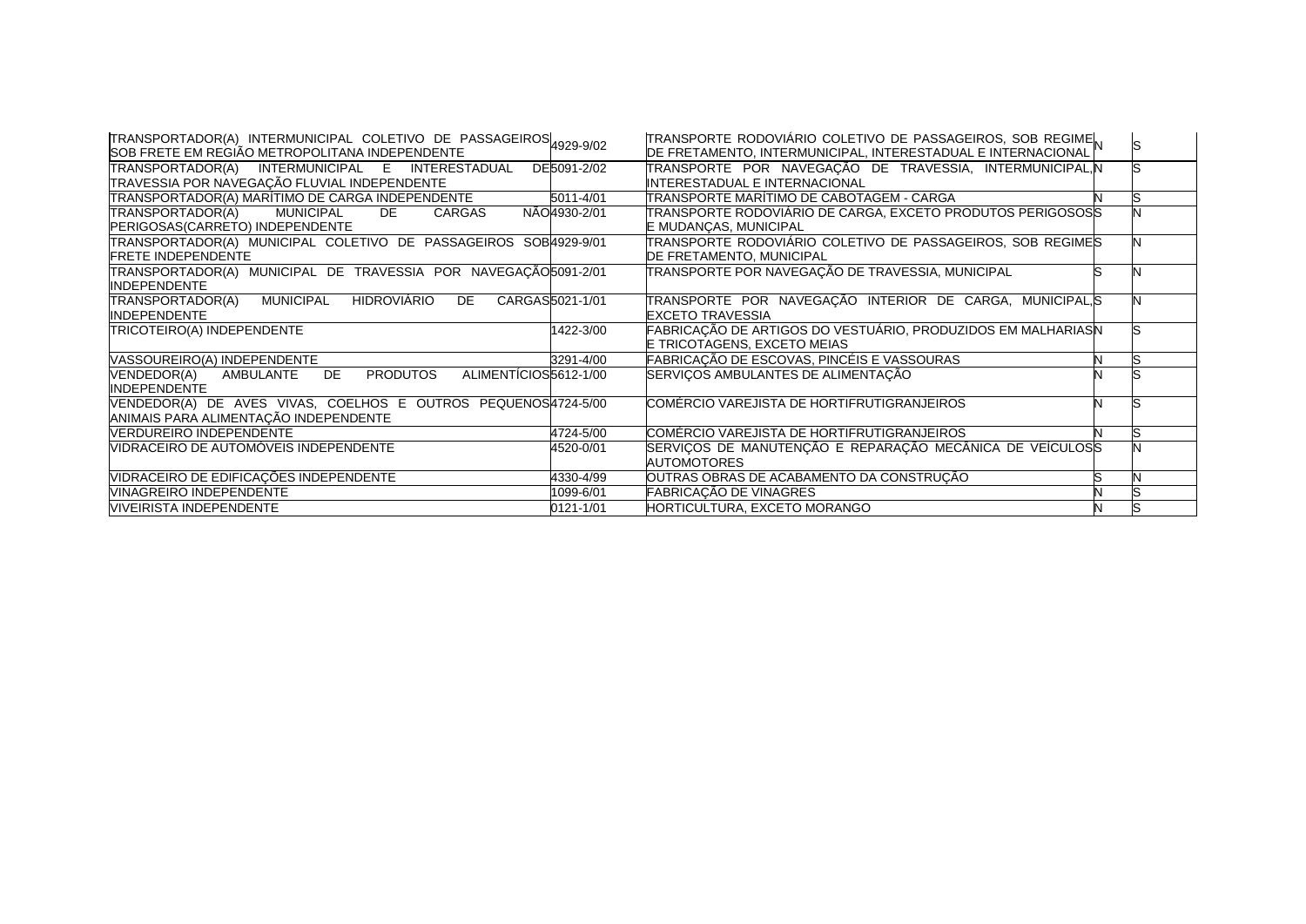| | | | | |
|---|---|---|---|---|
| TRANSPORTADOR(A) INTERMUNICIPAL COLETIVO DE PASSAGEIROS SOB FRETE EM REGIÃO METROPOLITANA INDEPENDENTE | 4929-9/02 | TRANSPORTE RODOVIÁRIO COLETIVO DE PASSAGEIROS, SOB REGIME DE FRETAMENTO, INTERMUNICIPAL, INTERESTADUAL E INTERNACIONAL | N | S |
| TRANSPORTADOR(A) INTERMUNICIPAL E INTERESTADUAL DE TRAVESSIA POR NAVEGAÇÃO FLUVIAL INDEPENDENTE | 5091-2/02 | TRANSPORTE POR NAVEGAÇÃO DE TRAVESSIA, INTERMUNICIPAL, INTERESTADUAL E INTERNACIONAL | N | S |
| TRANSPORTADOR(A) MARÍTIMO DE CARGA INDEPENDENTE | 5011-4/01 | TRANSPORTE MARÍTIMO DE CABOTAGEM - CARGA | N | S |
| TRANSPORTADOR(A) MUNICIPAL DE CARGAS NÃO PERIGOSAS(CARRETO) INDEPENDENTE | 4930-2/01 | TRANSPORTE RODOVIÁRIO DE CARGA, EXCETO PRODUTOS PERIGOSOS E MUDANÇAS, MUNICIPAL | S | N |
| TRANSPORTADOR(A) MUNICIPAL COLETIVO DE PASSAGEIROS SOB FRETE INDEPENDENTE | 4929-9/01 | TRANSPORTE RODOVIÁRIO COLETIVO DE PASSAGEIROS, SOB REGIME DE FRETAMENTO, MUNICIPAL | S | N |
| TRANSPORTADOR(A) MUNICIPAL DE TRAVESSIA POR NAVEGAÇÃO INDEPENDENTE | 5091-2/01 | TRANSPORTE POR NAVEGAÇÃO DE TRAVESSIA, MUNICIPAL | S | N |
| TRANSPORTADOR(A) MUNICIPAL HIDROVIÁRIO DE CARGAS INDEPENDENTE | 5021-1/01 | TRANSPORTE POR NAVEGAÇÃO INTERIOR DE CARGA, MUNICIPAL, EXCETO TRAVESSIA | S | N |
| TRICOTEIRO(A) INDEPENDENTE | 1422-3/00 | FABRICAÇÃO DE ARTIGOS DO VESTUÁRIO, PRODUZIDOS EM MALHARIAS E TRICOTAGENS, EXCETO MEIAS | N | S |
| VASSOUREIRO(A) INDEPENDENTE | 3291-4/00 | FABRICAÇÃO DE ESCOVAS, PINCÉIS E VASSOURAS | N | S |
| VENDEDOR(A) AMBULANTE DE PRODUTOS ALIMENTÍCIOS INDEPENDENTE | 5612-1/00 | SERVIÇOS AMBULANTES DE ALIMENTAÇÃO | N | S |
| VENDEDOR(A) DE AVES VIVAS, COELHOS E OUTROS PEQUENOS ANIMAIS PARA ALIMENTAÇÃO INDEPENDENTE | 4724-5/00 | COMÉRCIO VAREJISTA DE HORTIFRUTIGRANJEIROS | N | S |
| VERDUREIRO INDEPENDENTE | 4724-5/00 | COMÉRCIO VAREJISTA DE HORTIFRUTIGRANJEIROS | N | S |
| VIDRACEIRO DE AUTOMÓVEIS INDEPENDENTE | 4520-0/01 | SERVIÇOS DE MANUTENÇÃO E REPARAÇÃO MECÂNICA DE VEÍCULOS AUTOMOTORES | S | N |
| VIDRACEIRO DE EDIFICAÇÕES INDEPENDENTE | 4330-4/99 | OUTRAS OBRAS DE ACABAMENTO DA CONSTRUÇÃO | S | N |
| VINAGREIRO INDEPENDENTE | 1099-6/01 | FABRICAÇÃO DE VINAGRES | N | S |
| VIVEIRISTA INDEPENDENTE | 0121-1/01 | HORTICULTURA, EXCETO MORANGO | N | S |